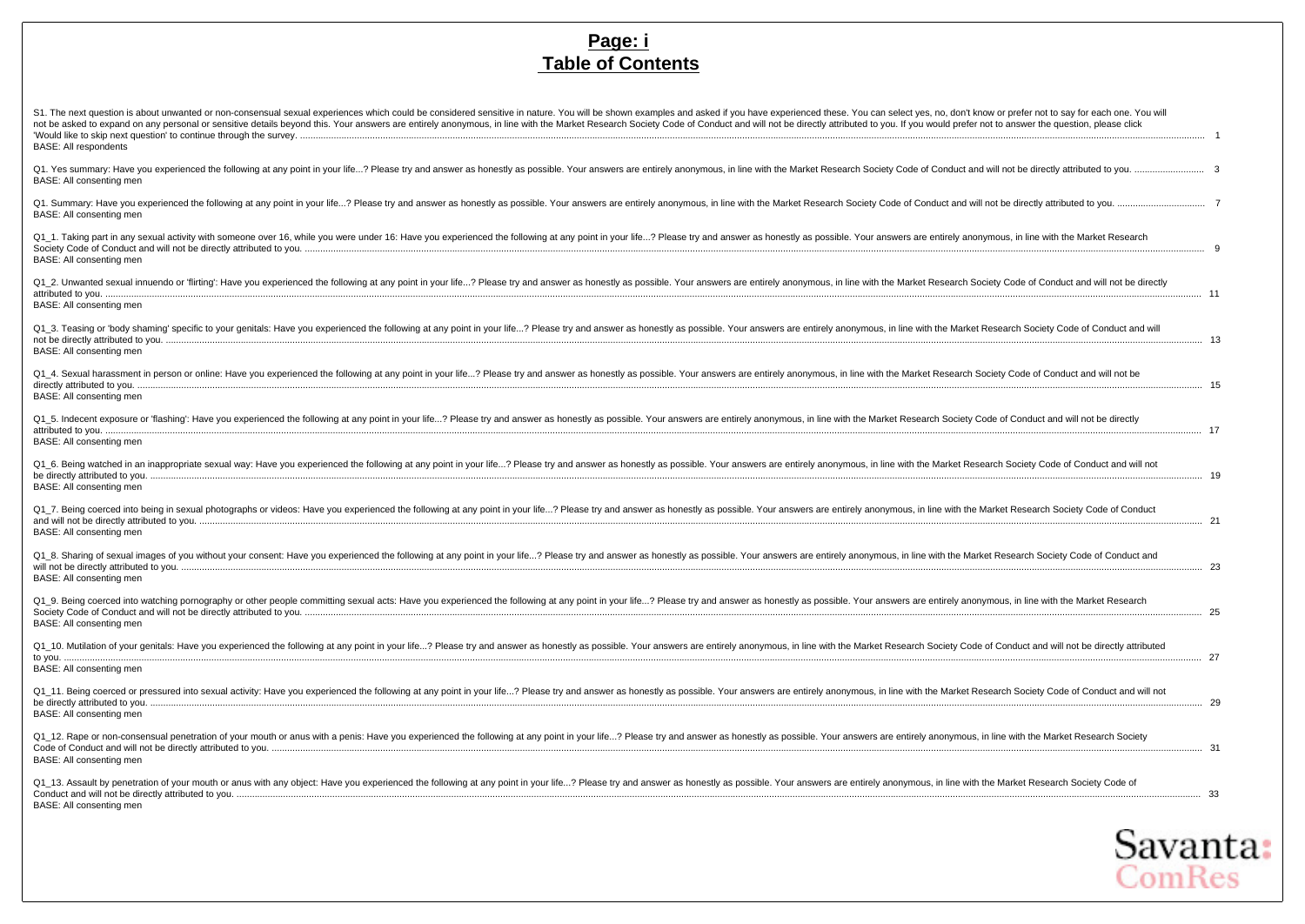# Page: i
# Table of Contents

S1. The next question is about unwanted or non-consensual sexual experiences which could be considered sensitive in nature. You will be shown examples and asked if you have experienced these. You can select yes, no, don't know or prefer not to say for each one. You will not be asked to expand on any personal or sensitive details beyond this. Your answers are entirely anonymous, in line with the Market Research Society Code of Conduct and will not be directly attributed to you. If you would prefer not to answer the question, please click 'Would like to skip next question' to continue through the survey. .......... 1
BASE: All respondents

Q1. Yes summary: Have you experienced the following at any point in your life...? Please try and answer as honestly as possible. Your answers are entirely anonymous, in line with the Market Research Society Code of Conduct and will not be directly attributed to you. .......... 3
BASE: All consenting men

Q1. Summary: Have you experienced the following at any point in your life...? Please try and answer as honestly as possible. Your answers are entirely anonymous, in line with the Market Research Society Code of Conduct and will not be directly attributed to you. .......... 7
BASE: All consenting men

Q1_1. Taking part in any sexual activity with someone over 16, while you were under 16: Have you experienced the following at any point in your life...? Please try and answer as honestly as possible. Your answers are entirely anonymous, in line with the Market Research Society Code of Conduct and will not be directly attributed to you. .......... 9
BASE: All consenting men

Q1_2. Unwanted sexual innuendo or 'flirting': Have you experienced the following at any point in your life...? Please try and answer as honestly as possible. Your answers are entirely anonymous, in line with the Market Research Society Code of Conduct and will not be directly attributed to you. .......... 11
BASE: All consenting men

Q1_3. Teasing or 'body shaming' specific to your genitals: Have you experienced the following at any point in your life...? Please try and answer as honestly as possible. Your answers are entirely anonymous, in line with the Market Research Society Code of Conduct and will not be directly attributed to you. .......... 13
BASE: All consenting men

Q1_4. Sexual harassment in person or online: Have you experienced the following at any point in your life...? Please try and answer as honestly as possible. Your answers are entirely anonymous, in line with the Market Research Society Code of Conduct and will not be directly attributed to you. .......... 15
BASE: All consenting men

Q1_5. Indecent exposure or 'flashing': Have you experienced the following at any point in your life...? Please try and answer as honestly as possible. Your answers are entirely anonymous, in line with the Market Research Society Code of Conduct and will not be directly attributed to you. .......... 17
BASE: All consenting men

Q1_6. Being watched in an inappropriate sexual way: Have you experienced the following at any point in your life...? Please try and answer as honestly as possible. Your answers are entirely anonymous, in line with the Market Research Society Code of Conduct and will not be directly attributed to you. .......... 19
BASE: All consenting men

Q1_7. Being coerced into being in sexual photographs or videos: Have you experienced the following at any point in your life...? Please try and answer as honestly as possible. Your answers are entirely anonymous, in line with the Market Research Society Code of Conduct and will not be directly attributed to you. .......... 21
BASE: All consenting men

Q1_8. Sharing of sexual images of you without your consent: Have you experienced the following at any point in your life...? Please try and answer as honestly as possible. Your answers are entirely anonymous, in line with the Market Research Society Code of Conduct and will not be directly attributed to you. .......... 23
BASE: All consenting men

Q1_9. Being coerced into watching pornography or other people committing sexual acts: Have you experienced the following at any point in your life...? Please try and answer as honestly as possible. Your answers are entirely anonymous, in line with the Market Research Society Code of Conduct and will not be directly attributed to you. .......... 25
BASE: All consenting men

Q1_10. Mutilation of your genitals: Have you experienced the following at any point in your life...? Please try and answer as honestly as possible. Your answers are entirely anonymous, in line with the Market Research Society Code of Conduct and will not be directly attributed to you. .......... 27
BASE: All consenting men

Q1_11. Being coerced or pressured into sexual activity: Have you experienced the following at any point in your life...? Please try and answer as honestly as possible. Your answers are entirely anonymous, in line with the Market Research Society Code of Conduct and will not be directly attributed to you. .......... 29
BASE: All consenting men

Q1_12. Rape or non-consensual penetration of your mouth or anus with a penis: Have you experienced the following at any point in your life...? Please try and answer as honestly as possible. Your answers are entirely anonymous, in line with the Market Research Society Code of Conduct and will not be directly attributed to you. .......... 31
BASE: All consenting men

Q1_13. Assault by penetration of your mouth or anus with any object: Have you experienced the following at any point in your life...? Please try and answer as honestly as possible. Your answers are entirely anonymous, in line with the Market Research Society Code of Conduct and will not be directly attributed to you. .......... 33
BASE: All consenting men

Savanta: ComRes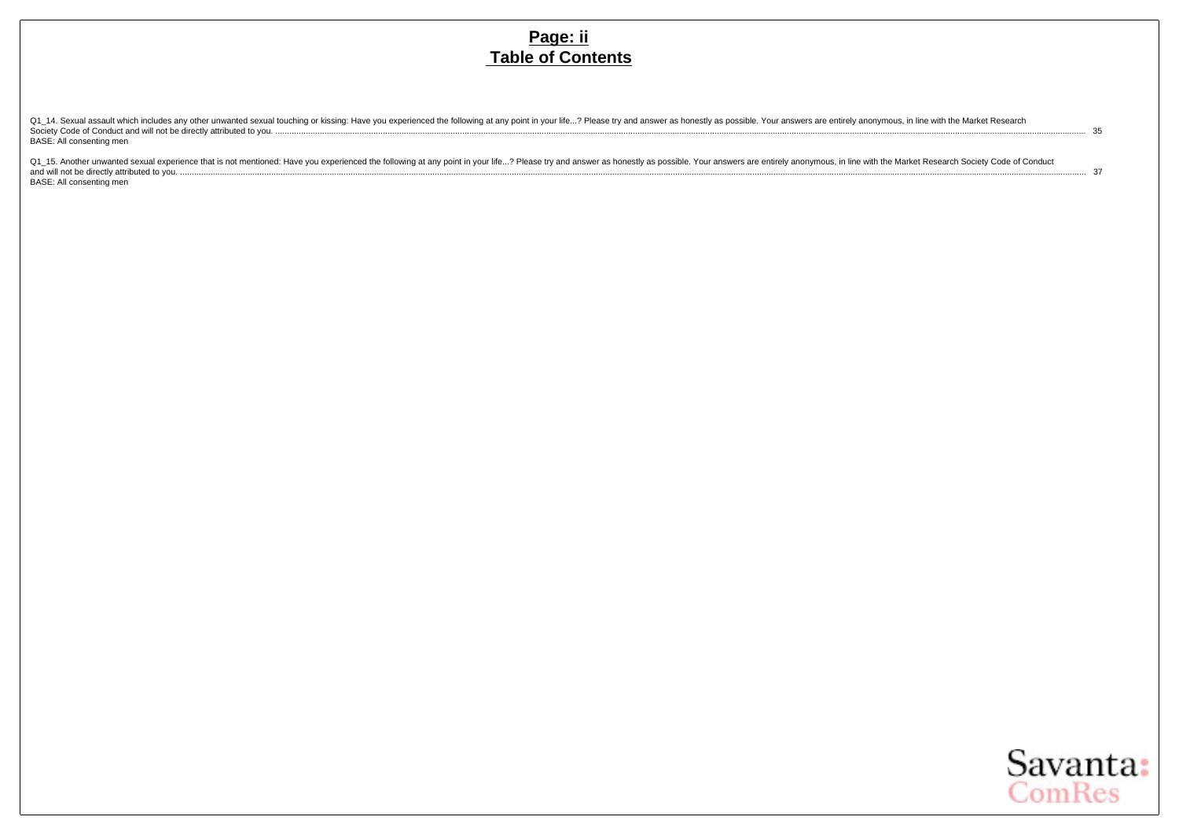## Table of Contents

Q1_14. Sexual assault which includes any other unwanted sexual touching or kissing: Have you experienced the following at any point in your life...? Please try and answer as honestly as possible. Your answers are entirely anonymous, in line with the Market Research Society Code of Conduct and will not be directly attributed to you. ........ 35
BASE: All consenting men

Q1_15. Another unwanted sexual experience that is not mentioned: Have you experienced the following at any point in your life...? Please try and answer as honestly as possible. Your answers are entirely anonymous, in line with the Market Research Society Code of Conduct and will not be directly attributed to you. ........ 37
BASE: All consenting men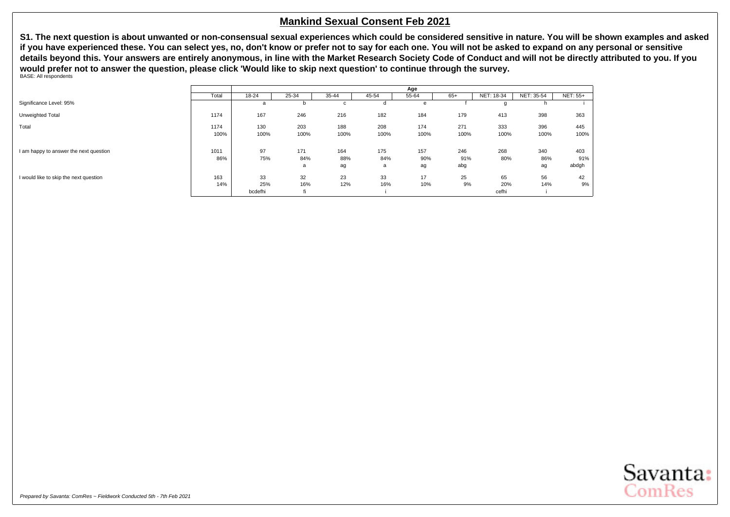## Mankind Sexual Consent Feb 2021

**S1. The next question is about unwanted or non-consensual sexual experiences which could be considered sensitive in nature. You will be shown examples and asked if you have experienced these. You can select yes, no, don't know or prefer not to say for each one. You will not be asked to expand on any personal or sensitive details beyond this. Your answers are entirely anonymous, in line with the Market Research Society Code of Conduct and will not be directly attributed to you. If you would prefer not to answer the question, please click 'Would like to skip next question' to continue through the survey.**

BASE: All respondents

| | | Age | | | | | | | | |
|---|---|---|---|---|---|---|---|---|---|---|
| | Total | 18-24 | 25-34 | 35-44 | 45-54 | 55-64 | 65+ | NET: 18-34 | NET: 35-54 | NET: 55+ |
| Significance Level: 95% | | a | b | c | d | e | f | g | h | i |
| Unweighted Total | 1174 | 167 | 246 | 216 | 182 | 184 | 179 | 413 | 398 | 363 |
| Total | 1174 | 130 | 203 | 188 | 208 | 174 | 271 | 333 | 396 | 445 |
| | 100% | 100% | 100% | 100% | 100% | 100% | 100% | 100% | 100% | 100% |
| I am happy to answer the next question | 1011 | 97 | 171 | 164 | 175 | 157 | 246 | 268 | 340 | 403 |
| | 86% | 75% | 84% | 88% | 84% | 90% | 91% | 80% | 86% | 91% |
| | | | a | ag | a | ag | abg | | ag | abdgh |
| I would like to skip the next question | 163 | 33 | 32 | 23 | 33 | 17 | 25 | 65 | 56 | 42 |
| | 14% | 25% | 16% | 12% | 16% | 10% | 9% | 20% | 14% | 9% |
| | | bcdefhi | fi | | i | | | cefhi | i | |

*Prepared by Savanta: ComRes − Fieldwork Conducted 5th - 7th Feb 2021*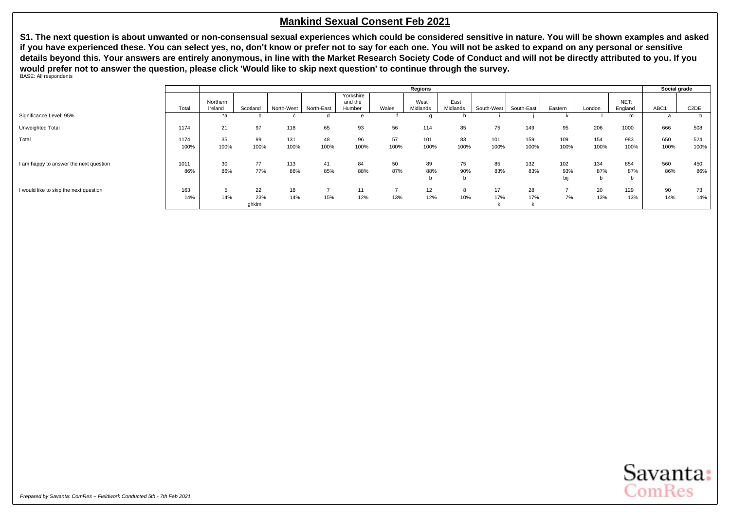## Mankind Sexual Consent Feb 2021

**S1. The next question is about unwanted or non-consensual sexual experiences which could be considered sensitive in nature. You will be shown examples and asked if you have experienced these. You can select yes, no, don't know or prefer not to say for each one. You will not be asked to expand on any personal or sensitive details beyond this. Your answers are entirely anonymous, in line with the Market Research Society Code of Conduct and will not be directly attributed to you. If you would prefer not to answer the question, please click 'Would like to skip next question' to continue through the survey.**

BASE: All respondents

| | | Regions | | | | | | | | | | | | | Social grade | |
|---|---|---|---|---|---|---|---|---|---|---|---|---|---|---|---|---|
| | Total | Northern Ireland | Scotland | North-West | North-East | Yorkshire and the Humber | Wales | West Midlands | East Midlands | South-West | South-East | Eastern | London | NET: England | ABC1 | C2DE |
| Significance Level: 95% | | *a | b | c | d | e | f | g | h | i | j | k | l | m | a | b |
| Unweighted Total | 1174 | 21 | 97 | 118 | 65 | 93 | 56 | 114 | 85 | 75 | 149 | 95 | 206 | 1000 | 666 | 508 |
| Total | 1174 | 35 | 99 | 131 | 48 | 96 | 57 | 101 | 83 | 101 | 159 | 109 | 154 | 983 | 650 | 524 |
| | 100% | 100% | 100% | 100% | 100% | 100% | 100% | 100% | 100% | 100% | 100% | 100% | 100% | 100% | 100% | 100% |
| I am happy to answer the next question | 1011 | 30 | 77 | 113 | 41 | 84 | 50 | 89 | 75 | 85 | 132 | 102 | 134 | 854 | 560 | 450 |
| | 86% | 86% | 77% | 86% | 85% | 88% | 87% | 88% | 90% | 83% | 83% | 93% | 87% | 87% | 86% | 86% |
| | | | | | | | | b | b | | | bij | b | b | | |
| I would like to skip the next question | 163 | 5 | 22 | 18 | 7 | 11 | 7 | 12 | 8 | 17 | 28 | 7 | 20 | 129 | 90 | 73 |
| | 14% | 14% | 23% | 14% | 15% | 12% | 13% | 12% | 10% | 17% | 17% | 7% | 13% | 13% | 14% | 14% |
| | | | ghklm | | | | | | | k | k | | | | | |

*Prepared by Savanta: ComRes – Fieldwork Conducted 5th - 7th Feb 2021*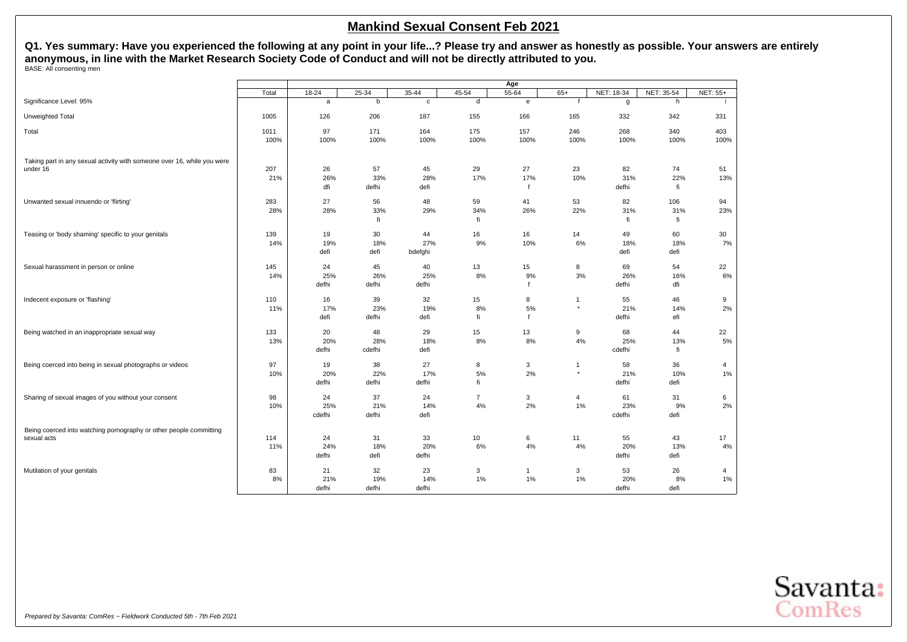# Mankind Sexual Consent Feb 2021

**Q1. Yes summary: Have you experienced the following at any point in your life...? Please try and answer as honestly as possible. Your answers are entirely anonymous, in line with the Market Research Society Code of Conduct and will not be directly attributed to you.**

BASE: All consenting men

| | Total | Age | | | | | | | | |
|---|---|---|---|---|---|---|---|---|---|---|
| | | 18-24 | 25-34 | 35-44 | 45-54 | 55-64 | 65+ | NET: 18-34 | NET: 35-54 | NET: 55+ |
| Significance Level: 95% | | a | b | c | d | e | f | g | h | i |
| Unweighted Total | 1005 | 126 | 206 | 187 | 155 | 166 | 165 | 332 | 342 | 331 |
| Total | 1011 | 97 | 171 | 164 | 175 | 157 | 246 | 268 | 340 | 403 |
| | 100% | 100% | 100% | 100% | 100% | 100% | 100% | 100% | 100% | 100% |
| Taking part in any sexual activity with someone over 16, while you were under 16 | 207 | 26 | 57 | 45 | 29 | 27 | 23 | 82 | 74 | 51 |
| | 21% | 26% | 33% | 28% | 17% | 17% | 10% | 31% | 22% | 13% |
| | | dfi | defhi | defi | | f | | defhi | fi | |
| Unwanted sexual innuendo or 'flirting' | 283 | 27 | 56 | 48 | 59 | 41 | 53 | 82 | 106 | 94 |
| | 28% | 28% | 33% | 29% | 34% | 26% | 22% | 31% | 31% | 23% |
| | | | fi | | fi | | | fi | fi | |
| Teasing or 'body shaming' specific to your genitals | 139 | 19 | 30 | 44 | 16 | 16 | 14 | 49 | 60 | 30 |
| | 14% | 19% | 18% | 27% | 9% | 10% | 6% | 18% | 18% | 7% |
| | | defi | defi | bdefghi | | | | defi | defi | |
| Sexual harassment in person or online | 145 | 24 | 45 | 40 | 13 | 15 | 8 | 69 | 54 | 22 |
| | 14% | 25% | 26% | 25% | 8% | 9% | 3% | 26% | 16% | 6% |
| | | defhi | defhi | defhi | | f | | defhi | dfi | |
| Indecent exposure or 'flashing' | 110 | 16 | 39 | 32 | 15 | 8 | 1 | 55 | 46 | 9 |
| | 11% | 17% | 23% | 19% | 8% | 5% | * | 21% | 14% | 2% |
| | | defi | defhi | defi | fi | f | | defhi | efi | |
| Being watched in an inappropriate sexual way | 133 | 20 | 48 | 29 | 15 | 13 | 9 | 68 | 44 | 22 |
| | 13% | 20% | 28% | 18% | 8% | 8% | 4% | 25% | 13% | 5% |
| | | defhi | cdefhi | defi | | | | cdefhi | fi | |
| Being coerced into being in sexual photographs or videos | 97 | 19 | 38 | 27 | 8 | 3 | 1 | 58 | 36 | 4 |
| | 10% | 20% | 22% | 17% | 5% | 2% | * | 21% | 10% | 1% |
| | | defhi | defhi | defhi | fi | | | defhi | defi | |
| Sharing of sexual images of you without your consent | 98 | 24 | 37 | 24 | 7 | 3 | 4 | 61 | 31 | 6 |
| | 10% | 25% | 21% | 14% | 4% | 2% | 1% | 23% | 9% | 2% |
| | | cdefhi | defhi | defi | | | | cdefhi | defi | |
| Being coerced into watching pornography or other people committing sexual acts | 114 | 24 | 31 | 33 | 10 | 6 | 11 | 55 | 43 | 17 |
| | 11% | 24% | 18% | 20% | 6% | 4% | 4% | 20% | 13% | 4% |
| | | defhi | defi | defhi | | | | defhi | defi | |
| Mutilation of your genitals | 83 | 21 | 32 | 23 | 3 | 1 | 3 | 53 | 26 | 4 |
| | 8% | 21% | 19% | 14% | 1% | 1% | 1% | 20% | 8% | 1% |
| | | defhi | defhi | defhi | | | | defhi | defi | |

*Prepared by Savanta: ComRes – Fieldwork Conducted 5th - 7th Feb 2021*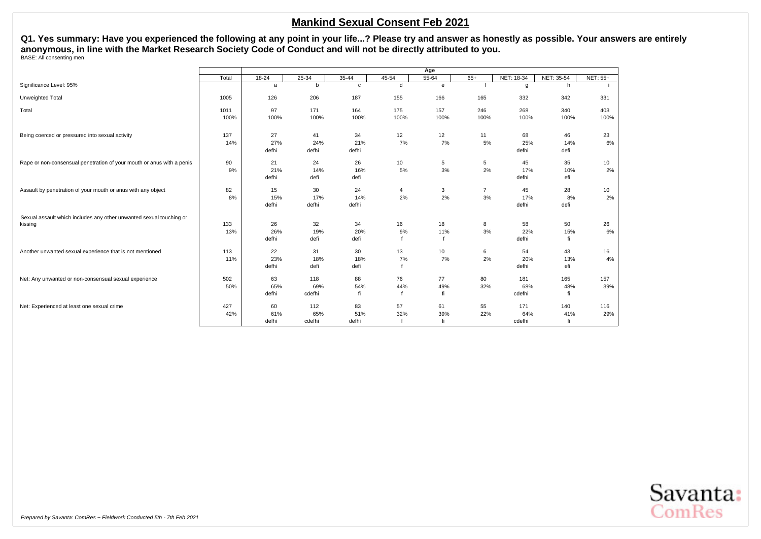# Mankind Sexual Consent Feb 2021

**Q1. Yes summary: Have you experienced the following at any point in your life...? Please try and answer as honestly as possible. Your answers are entirely anonymous, in line with the Market Research Society Code of Conduct and will not be directly attributed to you.**

BASE: All consenting men

| | Total | Age | | | | | | | | |
|---|---|---|---|---|---|---|---|---|---|---|
| | | 18-24 | 25-34 | 35-44 | 45-54 | 55-64 | 65+ | NET: 18-34 | NET: 35-54 | NET: 55+ |
| Significance Level: 95% | | a | b | c | d | e | f | g | h | i |
| Unweighted Total | 1005 | 126 | 206 | 187 | 155 | 166 | 165 | 332 | 342 | 331 |
| Total | 1011 | 97 | 171 | 164 | 175 | 157 | 246 | 268 | 340 | 403 |
| | 100% | 100% | 100% | 100% | 100% | 100% | 100% | 100% | 100% | 100% |
| Being coerced or pressured into sexual activity | 137 | 27 | 41 | 34 | 12 | 12 | 11 | 68 | 46 | 23 |
| | 14% | 27% | 24% | 21% | 7% | 7% | 5% | 25% | 14% | 6% |
| | | defhi | defhi | defhi | | | | defhi | defi | |
| Rape or non-consensual penetration of your mouth or anus with a penis | 90 | 21 | 24 | 26 | 10 | 5 | 5 | 45 | 35 | 10 |
| | 9% | 21% | 14% | 16% | 5% | 3% | 2% | 17% | 10% | 2% |
| | | defhi | defi | defi | | | | defhi | efi | |
| Assault by penetration of your mouth or anus with any object | 82 | 15 | 30 | 24 | 4 | 3 | 7 | 45 | 28 | 10 |
| | 8% | 15% | 17% | 14% | 2% | 2% | 3% | 17% | 8% | 2% |
| | | defhi | defhi | defhi | | | | defhi | defi | |
| Sexual assault which includes any other unwanted sexual touching or kissing | 133 | 26 | 32 | 34 | 16 | 18 | 8 | 58 | 50 | 26 |
| | 13% | 26% | 19% | 20% | 9% | 11% | 3% | 22% | 15% | 6% |
| | | defhi | defi | defi | f | f | | defhi | fi | |
| Another unwanted sexual experience that is not mentioned | 113 | 22 | 31 | 30 | 13 | 10 | 6 | 54 | 43 | 16 |
| | 11% | 23% | 18% | 18% | 7% | 7% | 2% | 20% | 13% | 4% |
| | | defhi | defi | defi | f | | | defhi | efi | |
| Net: Any unwanted or non-consensual sexual experience | 502 | 63 | 118 | 88 | 76 | 77 | 80 | 181 | 165 | 157 |
| | 50% | 65% | 69% | 54% | 44% | 49% | 32% | 68% | 48% | 39% |
| | | defhi | cdefhi | fi | f | fi | | cdefhi | fi | |
| Net: Experienced at least one sexual crime | 427 | 60 | 112 | 83 | 57 | 61 | 55 | 171 | 140 | 116 |
| | 42% | 61% | 65% | 51% | 32% | 39% | 22% | 64% | 41% | 29% |
| | | defhi | cdefhi | defhi | f | fi | | cdefhi | fi | |

*Prepared by Savanta: ComRes – Fieldwork Conducted 5th - 7th Feb 2021*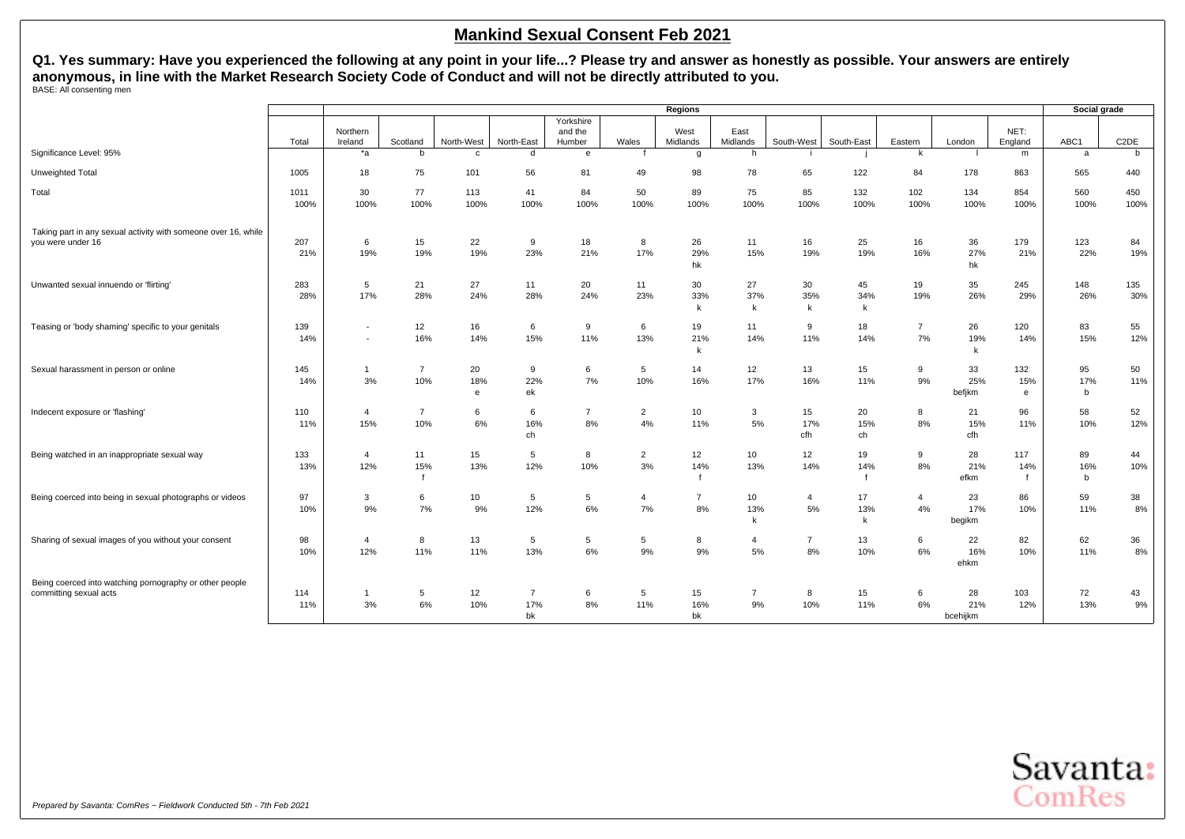# Mankind Sexual Consent Feb 2021

**Q1. Yes summary: Have you experienced the following at any point in your life...? Please try and answer as honestly as possible. Your answers are entirely anonymous, in line with the Market Research Society Code of Conduct and will not be directly attributed to you.**

BASE: All consenting men

| | | Regions | | | | | | | | | | | | | | Social grade | |
|---|---|---|---|---|---|---|---|---|---|---|---|---|---|---|---|---|---|
| | Total | Northern Ireland | Scotland | North-West | North-East | Yorkshire and the Humber | Wales | West Midlands | East Midlands | South-West | South-East | Eastern | London | NET: England | | ABC1 | C2DE |
| Significance Level: 95% | | *a | b | c | d | e | f | g | h | i | j | k | l | m | | a | b |
| Unweighted Total | 1005 | 18 | 75 | 101 | 56 | 81 | 49 | 98 | 78 | 65 | 122 | 84 | 178 | 863 | | 565 | 440 |
| Total | 1011 | 30 | 77 | 113 | 41 | 84 | 50 | 89 | 75 | 85 | 132 | 102 | 134 | 854 | | 560 | 450 |
| | 100% | 100% | 100% | 100% | 100% | 100% | 100% | 100% | 100% | 100% | 100% | 100% | 100% | 100% | | 100% | 100% |
| Taking part in any sexual activity with someone over 16, while you were under 16 | 207 | 6 | 15 | 22 | 9 | 18 | 8 | 26 | 11 | 16 | 25 | 16 | 36 | 179 | | 123 | 84 |
| | 21% | 19% | 19% | 19% | 23% | 21% | 17% | 29% | 15% | 19% | 19% | 16% | 27% | 21% | | 22% | 19% |
| | | | | | | | | hk | | | | | hk | | | | |
| Unwanted sexual innuendo or 'flirting' | 283 | 5 | 21 | 27 | 11 | 20 | 11 | 30 | 27 | 30 | 45 | 19 | 35 | 245 | | 148 | 135 |
| | 28% | 17% | 28% | 24% | 28% | 24% | 23% | 33% | 37% | 35% | 34% | 19% | 26% | 29% | | 26% | 30% |
| | | | | | | | | k | k | k | k | | | | | | |
| Teasing or 'body shaming' specific to your genitals | 139 | - | 12 | 16 | 6 | 9 | 6 | 19 | 11 | 9 | 18 | 7 | 26 | 120 | | 83 | 55 |
| | 14% | - | 16% | 14% | 15% | 11% | 13% | 21% | 14% | 11% | 14% | 7% | 19% | 14% | | 15% | 12% |
| | | | | | | | | k | | | | | k | | | | |
| Sexual harassment in person or online | 145 | 1 | 7 | 20 | 9 | 6 | 5 | 14 | 12 | 13 | 15 | 9 | 33 | 132 | | 95 | 50 |
| | 14% | 3% | 10% | 18% | 22% | 7% | 10% | 16% | 17% | 16% | 11% | 9% | 25% | 15% | | 17% | 11% |
| | | | | e | ek | | | | | | | | befjkm | e | | b | |
| Indecent exposure or 'flashing' | 110 | 4 | 7 | 6 | 6 | 7 | 2 | 10 | 3 | 15 | 20 | 8 | 21 | 96 | | 58 | 52 |
| | 11% | 15% | 10% | 6% | 16% | 8% | 4% | 11% | 5% | 17% | 15% | 8% | 15% | 11% | | 10% | 12% |
| | | | | | ch | | | | | cfh | ch | | cfh | | | | |
| Being watched in an inappropriate sexual way | 133 | 4 | 11 | 15 | 5 | 8 | 2 | 12 | 10 | 12 | 19 | 9 | 28 | 117 | | 89 | 44 |
| | 13% | 12% | 15% | 13% | 12% | 10% | 3% | 14% | 13% | 14% | 14% | 8% | 21% | 14% | | 16% | 10% |
| | | | f | | | | | f | | | f | | efkm | f | | b | |
| Being coerced into being in sexual photographs or videos | 97 | 3 | 6 | 10 | 5 | 5 | 4 | 7 | 10 | 4 | 17 | 4 | 23 | 86 | | 59 | 38 |
| | 10% | 9% | 7% | 9% | 12% | 6% | 7% | 8% | 13% | 5% | 13% | 4% | 17% | 10% | | 11% | 8% |
| | | | | | | | | | k | | k | | begikm | | | | |
| Sharing of sexual images of you without your consent | 98 | 4 | 8 | 13 | 5 | 5 | 5 | 8 | 4 | 7 | 13 | 6 | 22 | 82 | | 62 | 36 |
| | 10% | 12% | 11% | 11% | 13% | 6% | 9% | 9% | 5% | 8% | 10% | 6% | 16% | 10% | | 11% | 8% |
| | | | | | | | | | | | | | ehkm | | | | |
| Being coerced into watching pornography or other people committing sexual acts | 114 | 1 | 5 | 12 | 7 | 6 | 5 | 15 | 7 | 8 | 15 | 6 | 28 | 103 | | 72 | 43 |
| | 11% | 3% | 6% | 10% | 17% | 8% | 11% | 16% | 9% | 10% | 11% | 6% | 21% | 12% | | 13% | 9% |
| | | | | | bk | | | bk | | | | | bcehijkm | | | | |

*Prepared by Savanta: ComRes – Fieldwork Conducted 5th - 7th Feb 2021*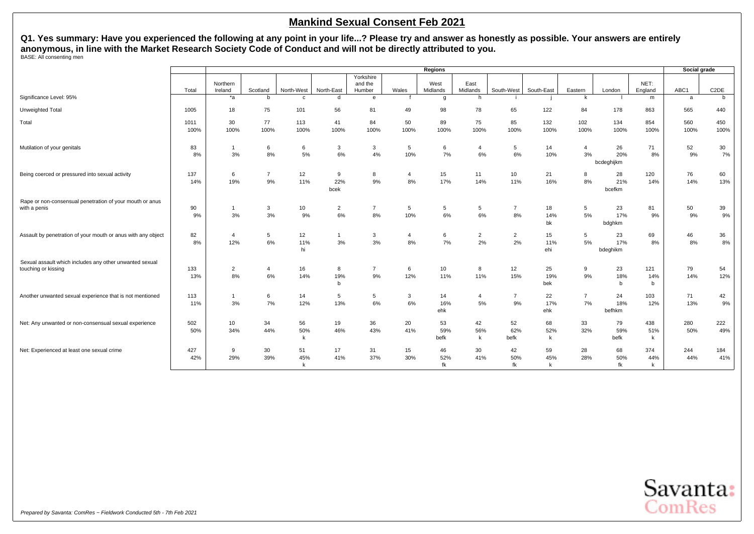# Mankind Sexual Consent Feb 2021

**Q1. Yes summary: Have you experienced the following at any point in your life...? Please try and answer as honestly as possible. Your answers are entirely anonymous, in line with the Market Research Society Code of Conduct and will not be directly attributed to you.**

BASE: All consenting men

| | | Regions | | | | | | | | | | | | | | Social grade | |
|---|---|---|---|---|---|---|---|---|---|---|---|---|---|---|---|---|---|
| | Total | Northern Ireland | Scotland | North-West | North-East | Yorkshire and the Humber | Wales | West Midlands | East Midlands | South-West | South-East | Eastern | London | NET: England | ABC1 | C2DE |
| Significance Level: 95% | | *a | b | c | d | e | f | g | h | i | j | k | l | m | a | b |
| Unweighted Total | 1005 | 18 | 75 | 101 | 56 | 81 | 49 | 98 | 78 | 65 | 122 | 84 | 178 | 863 | 565 | 440 |
| Total | 1011<br>100% | 30<br>100% | 77<br>100% | 113<br>100% | 41<br>100% | 84<br>100% | 50<br>100% | 89<br>100% | 75<br>100% | 85<br>100% | 132<br>100% | 102<br>100% | 134<br>100% | 854<br>100% | 560<br>100% | 450<br>100% |
| Mutilation of your genitals | 83<br>8% | 1<br>3% | 6<br>8% | 6<br>5% | 3<br>6% | 3<br>4% | 5<br>10% | 6<br>7% | 4<br>6% | 5<br>6% | 14<br>10% | 4<br>3% | 26<br>20%<br>bcdeghijkm | 71<br>8% | 52<br>9% | 30<br>7% |
| Being coerced or pressured into sexual activity | 137<br>14% | 6<br>19% | 7<br>9% | 12<br>11% | 9<br>22%<br>bcek | 8<br>9% | 4<br>8% | 15<br>17% | 11<br>14% | 10<br>11% | 21<br>16% | 8<br>8% | 28<br>21%<br>bcefkm | 120<br>14% | 76<br>14% | 60<br>13% |
| Rape or non-consensual penetration of your mouth or anus with a penis | 90<br>9% | 1<br>3% | 3<br>3% | 10<br>9% | 2<br>6% | 7<br>8% | 5<br>10% | 5<br>6% | 5<br>6% | 7<br>8% | 18<br>14%<br>bk | 5<br>5% | 23<br>17%<br>bdghkm | 81<br>9% | 50<br>9% | 39<br>9% |
| Assault by penetration of your mouth or anus with any object | 82<br>8% | 4<br>12% | 5<br>6% | 12<br>11%<br>hi | 1<br>3% | 3<br>3% | 4<br>8% | 6<br>7% | 2<br>2% | 2<br>2% | 15<br>11%<br>ehi | 5<br>5% | 23<br>17%<br>bdeghikm | 69<br>8% | 46<br>8% | 36<br>8% |
| Sexual assault which includes any other unwanted sexual touching or kissing | 133<br>13% | 2<br>8% | 4<br>6% | 16<br>14% | 8<br>19%<br>b | 7<br>9% | 6<br>12% | 10<br>11% | 8<br>11% | 12<br>15% | 25<br>19%<br>bek | 9<br>9% | 23<br>18%<br>b | 121<br>14%<br>b | 79<br>14% | 54<br>12% |
| Another unwanted sexual experience that is not mentioned | 113<br>11% | 1<br>3% | 6<br>7% | 14<br>12% | 5<br>13% | 5<br>6% | 3<br>6% | 14<br>16%<br>ehk | 4<br>5% | 7<br>9% | 22<br>17%<br>ehk | 7<br>7% | 24<br>18%<br>befhkm | 103<br>12% | 71<br>13% | 42<br>9% |
| Net: Any unwanted or non-consensual sexual experience | 502<br>50% | 10<br>34% | 34<br>44% | 56<br>50%<br>k | 19<br>46% | 36<br>43% | 20<br>41% | 53<br>59%<br>befk | 42<br>56%<br>k | 52<br>62%<br>befk | 68<br>52%<br>k | 33<br>32% | 79<br>59%<br>befk | 438<br>51%<br>k | 280<br>50% | 222<br>49% |
| Net: Experienced at least one sexual crime | 427<br>42% | 9<br>29% | 30<br>39% | 51<br>45%<br>k | 17<br>41% | 31<br>37% | 15<br>30% | 46<br>52%<br>fk | 30<br>41% | 42<br>50%<br>fk | 59<br>45%<br>k | 28<br>28% | 68<br>50%<br>fk | 374<br>44%<br>k | 244<br>44% | 184<br>41% |

*Prepared by Savanta: ComRes – Fieldwork Conducted 5th - 7th Feb 2021*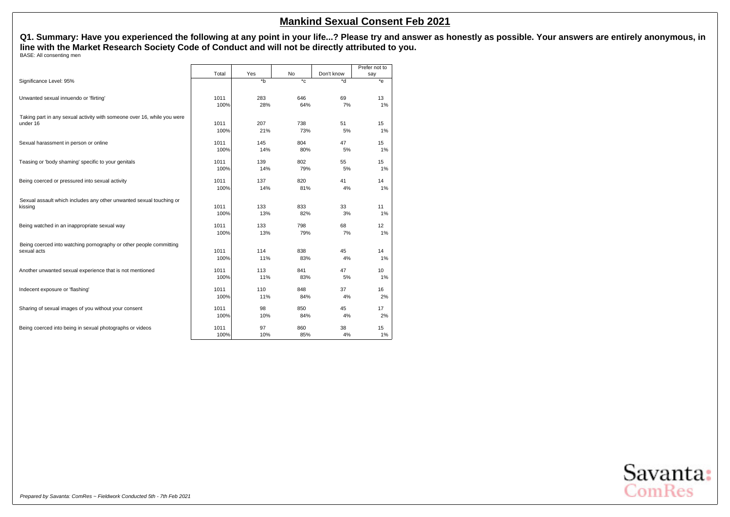# Mankind Sexual Consent Feb 2021

**Q1. Summary: Have you experienced the following at any point in your life...? Please try and answer as honestly as possible. Your answers are entirely anonymous, in line with the Market Research Society Code of Conduct and will not be directly attributed to you.**

BASE: All consenting men

| | Total | Yes | No | Don't know | Prefer not to say |
|---|---|---|---|---|---|
| Significance Level: 95% | | *b | *c | *d | *e |
| Unwanted sexual innuendo or 'flirting' | 1011 | 283 | 646 | 69 | 13 |
| | 100% | 28% | 64% | 7% | 1% |
| Taking part in any sexual activity with someone over 16, while you were under 16 | 1011 | 207 | 738 | 51 | 15 |
| | 100% | 21% | 73% | 5% | 1% |
| Sexual harassment in person or online | 1011 | 145 | 804 | 47 | 15 |
| | 100% | 14% | 80% | 5% | 1% |
| Teasing or 'body shaming' specific to your genitals | 1011 | 139 | 802 | 55 | 15 |
| | 100% | 14% | 79% | 5% | 1% |
| Being coerced or pressured into sexual activity | 1011 | 137 | 820 | 41 | 14 |
| | 100% | 14% | 81% | 4% | 1% |
| Sexual assault which includes any other unwanted sexual touching or kissing | 1011 | 133 | 833 | 33 | 11 |
| | 100% | 13% | 82% | 3% | 1% |
| Being watched in an inappropriate sexual way | 1011 | 133 | 798 | 68 | 12 |
| | 100% | 13% | 79% | 7% | 1% |
| Being coerced into watching pornography or other people committing sexual acts | 1011 | 114 | 838 | 45 | 14 |
| | 100% | 11% | 83% | 4% | 1% |
| Another unwanted sexual experience that is not mentioned | 1011 | 113 | 841 | 47 | 10 |
| | 100% | 11% | 83% | 5% | 1% |
| Indecent exposure or 'flashing' | 1011 | 110 | 848 | 37 | 16 |
| | 100% | 11% | 84% | 4% | 2% |
| Sharing of sexual images of you without your consent | 1011 | 98 | 850 | 45 | 17 |
| | 100% | 10% | 84% | 4% | 2% |
| Being coerced into being in sexual photographs or videos | 1011 | 97 | 860 | 38 | 15 |
| | 100% | 10% | 85% | 4% | 1% |

*Prepared by Savanta: ComRes – Fieldwork Conducted 5th - 7th Feb 2021*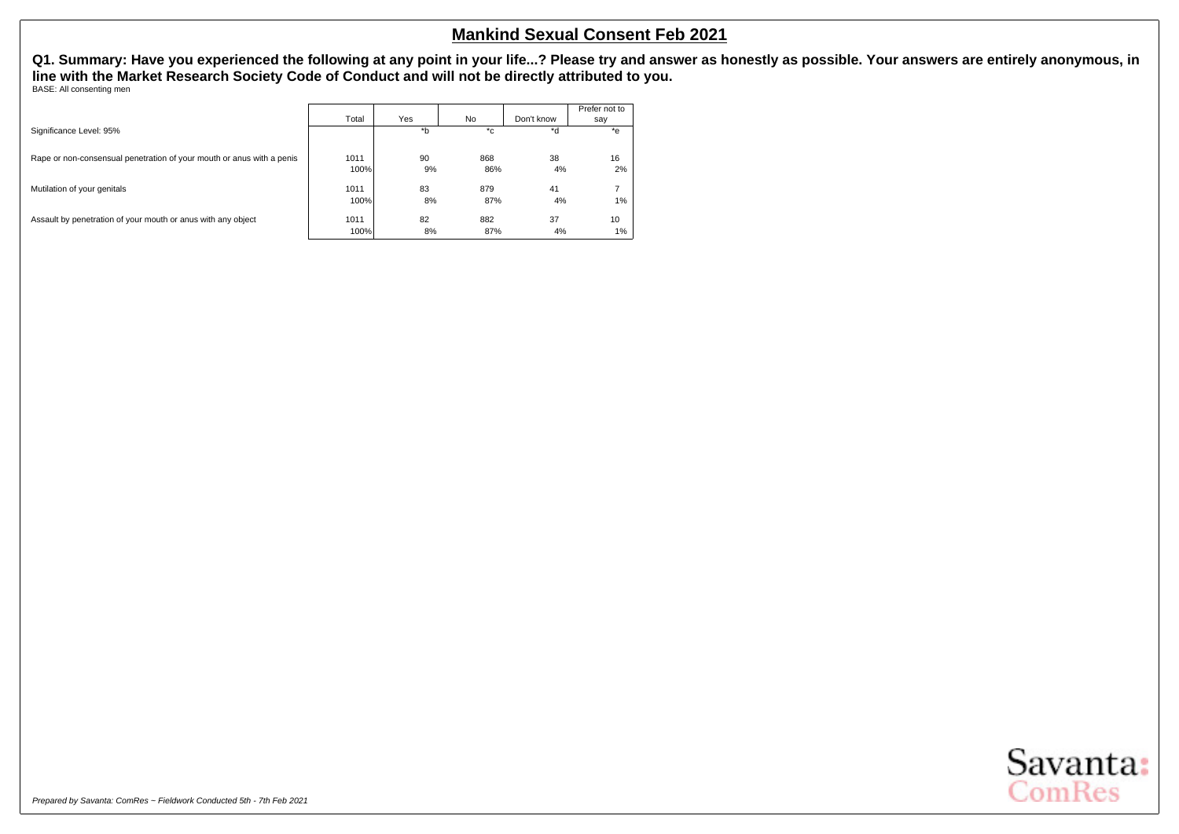# Mankind Sexual Consent Feb 2021

**Q1. Summary: Have you experienced the following at any point in your life...? Please try and answer as honestly as possible. Your answers are entirely anonymous, in line with the Market Research Society Code of Conduct and will not be directly attributed to you.**

BASE: All consenting men

| | Total | Yes | No | Don't know | Prefer not to say |
|---|---|---|---|---|---|
| Significance Level: 95% | | *b | *c | *d | *e |
| Rape or non-consensual penetration of your mouth or anus with a penis | 1011 | 90 | 868 | 38 | 16 |
| | 100% | 9% | 86% | 4% | 2% |
| Mutilation of your genitals | 1011 | 83 | 879 | 41 | 7 |
| | 100% | 8% | 87% | 4% | 1% |
| Assault by penetration of your mouth or anus with any object | 1011 | 82 | 882 | 37 | 10 |
| | 100% | 8% | 87% | 4% | 1% |

*Prepared by Savanta: ComRes – Fieldwork Conducted 5th - 7th Feb 2021*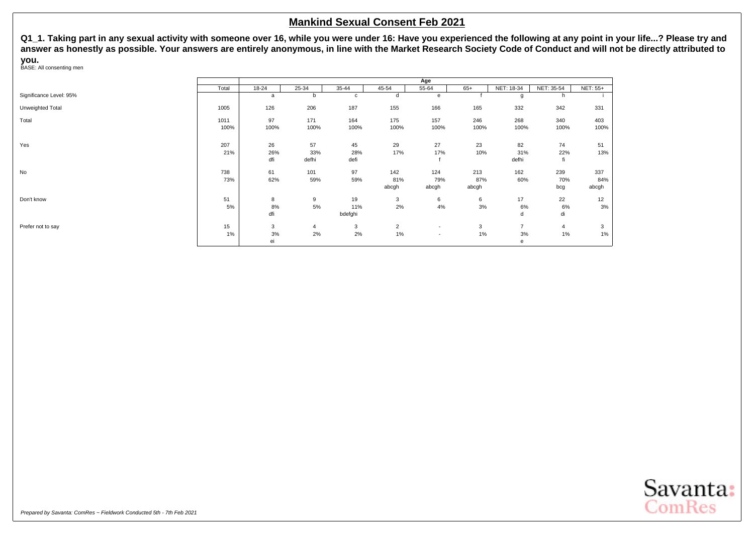## Mankind Sexual Consent Feb 2021

**Q1_1. Taking part in any sexual activity with someone over 16, while you were under 16: Have you experienced the following at any point in your life...? Please try and answer as honestly as possible. Your answers are entirely anonymous, in line with the Market Research Society Code of Conduct and will not be directly attributed to you.**

BASE: All consenting men

| | Total | Age | | | | | | | | |
|---|---|---|---|---|---|---|---|---|---|---|
| | | 18-24 | 25-34 | 35-44 | 45-54 | 55-64 | 65+ | NET: 18-34 | NET: 35-54 | NET: 55+ |
| Significance Level: 95% | | a | b | c | d | e | f | g | h | i |
| Unweighted Total | 1005 | 126 | 206 | 187 | 155 | 166 | 165 | 332 | 342 | 331 |
| Total | 1011<br>100% | 97<br>100% | 171<br>100% | 164<br>100% | 175<br>100% | 157<br>100% | 246<br>100% | 268<br>100% | 340<br>100% | 403<br>100% |
| Yes | 207<br>21% | 26<br>26%<br>dfi | 57<br>33%<br>defhi | 45<br>28%<br>defi | 29<br>17% | 27<br>17%<br>f | 23<br>10% | 82<br>31%<br>defhi | 74<br>22%<br>fi | 51<br>13% |
| No | 738<br>73% | 61<br>62% | 101<br>59% | 97<br>59% | 142<br>81%<br>abcgh | 124<br>79%<br>abcgh | 213<br>87%<br>abcgh | 162<br>60% | 239<br>70%<br>bcg | 337<br>84%<br>abcgh |
| Don't know | 51<br>5% | 8<br>8%<br>dfi | 9<br>5% | 19<br>11%<br>bdefghi | 3<br>2% | 6<br>4% | 6<br>3% | 17<br>6%<br>d | 22<br>6%<br>di | 12<br>3% |
| Prefer not to say | 15<br>1% | 3<br>3%<br>ei | 4<br>2% | 3<br>2% | 2<br>1% | -<br>- | 3<br>1% | 7<br>3%<br>e | 4<br>1% | 3<br>1% |

*Prepared by Savanta: ComRes – Fieldwork Conducted 5th - 7th Feb 2021*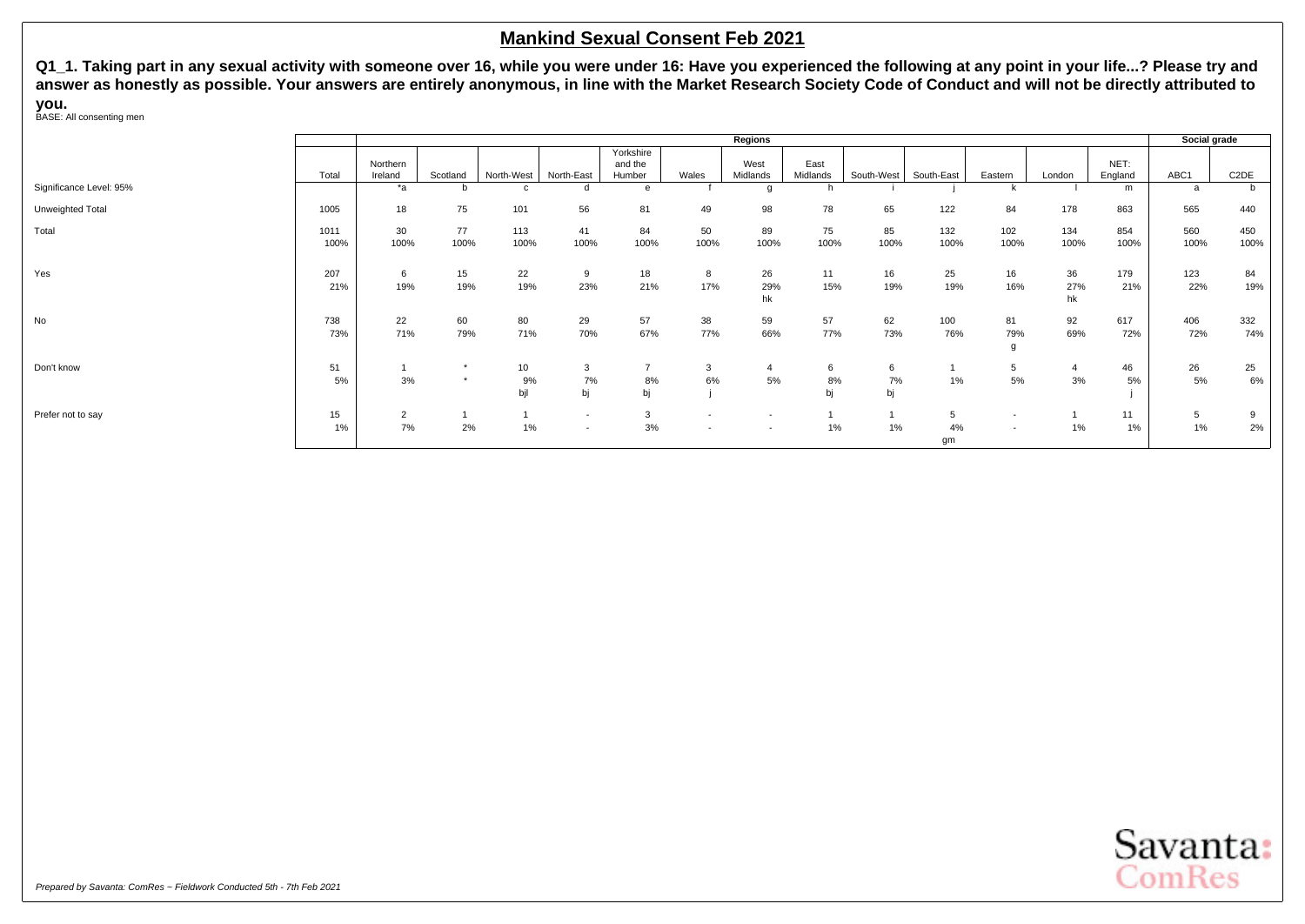# Mankind Sexual Consent Feb 2021

**Q1_1. Taking part in any sexual activity with someone over 16, while you were under 16: Have you experienced the following at any point in your life...? Please try and answer as honestly as possible. Your answers are entirely anonymous, in line with the Market Research Society Code of Conduct and will not be directly attributed to you.**

BASE: All consenting men

| | | Regions | | | | | | | | | | | | | Social grade | |
|---|---|---|---|---|---|---|---|---|---|---|---|---|---|---|---|---|
| | Total | Northern Ireland | Scotland | North-West | North-East | Yorkshire and the Humber | Wales | West Midlands | East Midlands | South-West | South-East | Eastern | London | NET: England | ABC1 | C2DE |
| Significance Level: 95% | | *a | b | c | d | e | f | g | h | i | j | k | l | m | a | b |
| Unweighted Total | 1005 | 18 | 75 | 101 | 56 | 81 | 49 | 98 | 78 | 65 | 122 | 84 | 178 | 863 | 565 | 440 |
| Total | 1011 | 30 | 77 | 113 | 41 | 84 | 50 | 89 | 75 | 85 | 132 | 102 | 134 | 854 | 560 | 450 |
| | 100% | 100% | 100% | 100% | 100% | 100% | 100% | 100% | 100% | 100% | 100% | 100% | 100% | 100% | 100% | 100% |
| Yes | 207 | 6 | 15 | 22 | 9 | 18 | 8 | 26 | 11 | 16 | 25 | 16 | 36 | 179 | 123 | 84 |
| | 21% | 19% | 19% | 19% | 23% | 21% | 17% | 29% | 15% | 19% | 19% | 16% | 27% | 21% | 22% | 19% |
| | | | | | | | | hk | | | | | hk | | | |
| No | 738 | 22 | 60 | 80 | 29 | 57 | 38 | 59 | 57 | 62 | 100 | 81 | 92 | 617 | 406 | 332 |
| | 73% | 71% | 79% | 71% | 70% | 67% | 77% | 66% | 77% | 73% | 76% | 79% | 69% | 72% | 72% | 74% |
| | | | | | | | | | | | | g | | | | |
| Don't know | 51 | 1 | * | 10 | 3 | 7 | 3 | 4 | 6 | 6 | 1 | 5 | 4 | 46 | 26 | 25 |
| | 5% | 3% | * | 9% | 7% | 8% | 6% | 5% | 8% | 7% | 1% | 5% | 3% | 5% | 5% | 6% |
| | | | | bjl | bj | bj | j | | bj | bj | | | | j | | |
| Prefer not to say | 15 | 2 | 1 | 1 | - | 3 | - | - | 1 | 1 | 5 | - | 1 | 11 | 5 | 9 |
| | 1% | 7% | 2% | 1% | - | 3% | - | - | 1% | 1% | 4% | - | 1% | 1% | 1% | 2% |
| | | | | | | | | | | | gm | | | | | |

*Prepared by Savanta: ComRes – Fieldwork Conducted 5th - 7th Feb 2021*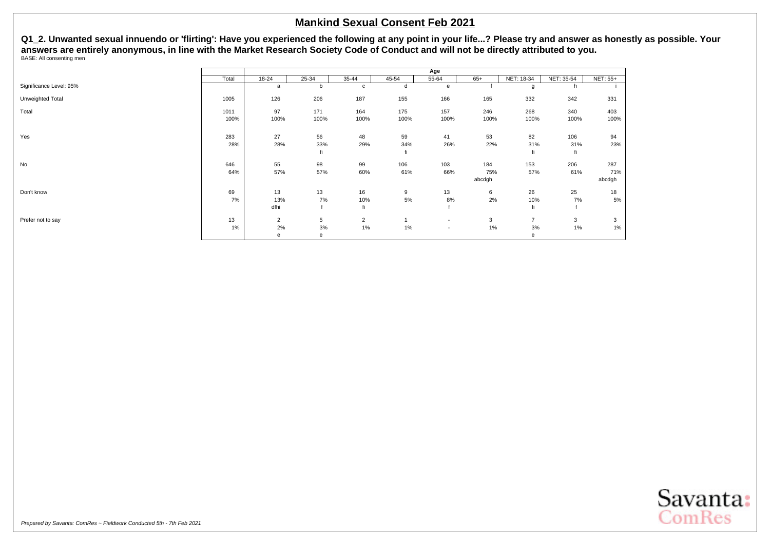## Mankind Sexual Consent Feb 2021

**Q1_2. Unwanted sexual innuendo or 'flirting': Have you experienced the following at any point in your life...? Please try and answer as honestly as possible. Your answers are entirely anonymous, in line with the Market Research Society Code of Conduct and will not be directly attributed to you.**

BASE: All consenting men

| | Total | Age | | | | | | | | |
|---|---|---|---|---|---|---|---|---|---|---|
| | | 18-24 | 25-34 | 35-44 | 45-54 | 55-64 | 65+ | NET: 18-34 | NET: 35-54 | NET: 55+ |
| Significance Level: 95% | | a | b | c | d | e | f | g | h | i |
| Unweighted Total | 1005 | 126 | 206 | 187 | 155 | 166 | 165 | 332 | 342 | 331 |
| Total | 1011 | 97 | 171 | 164 | 175 | 157 | 246 | 268 | 340 | 403 |
| | 100% | 100% | 100% | 100% | 100% | 100% | 100% | 100% | 100% | 100% |
| Yes | 283 | 27 | 56 | 48 | 59 | 41 | 53 | 82 | 106 | 94 |
| | 28% | 28% | 33% | 29% | 34% | 26% | 22% | 31% | 31% | 23% |
| | | | fi | | fi | | | fi | fi | |
| No | 646 | 55 | 98 | 99 | 106 | 103 | 184 | 153 | 206 | 287 |
| | 64% | 57% | 57% | 60% | 61% | 66% | 75% | 57% | 61% | 71% |
| | | | | | | | abcdgh | | | abcdgh |
| Don't know | 69 | 13 | 13 | 16 | 9 | 13 | 6 | 26 | 25 | 18 |
| | 7% | 13% | 7% | 10% | 5% | 8% | 2% | 10% | 7% | 5% |
| | | dfhi | f | fi | | f | | fi | f | |
| Prefer not to say | 13 | 2 | 5 | 2 | 1 | - | 3 | 7 | 3 | 3 |
| | 1% | 2% | 3% | 1% | 1% | - | 1% | 3% | 1% | 1% |
| | | e | e | | | | | e | | |

*Prepared by Savanta: ComRes – Fieldwork Conducted 5th - 7th Feb 2021*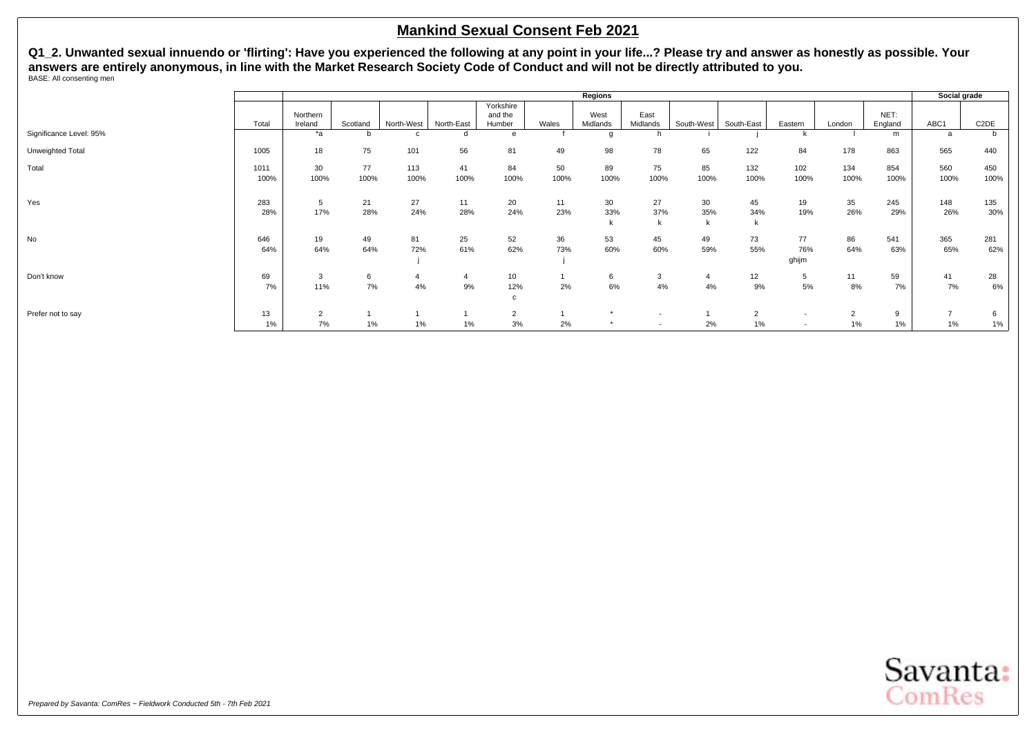# Mankind Sexual Consent Feb 2021

**Q1_2. Unwanted sexual innuendo or 'flirting': Have you experienced the following at any point in your life...? Please try and answer as honestly as possible. Your answers are entirely anonymous, in line with the Market Research Society Code of Conduct and will not be directly attributed to you.**

BASE: All consenting men

| | | Regions | | | | | | | | | | | | | | Social grade | |
|---|---|---|---|---|---|---|---|---|---|---|---|---|---|---|---|---|---|
| | Total | Northern Ireland | Scotland | North-West | North-East | Yorkshire and the Humber | Wales | West Midlands | East Midlands | South-West | South-East | Eastern | London | NET: England | ABC1 | C2DE |
| Significance Level: 95% | | *a | b | c | d | e | f | g | h | i | j | k | l | m | a | b |
| Unweighted Total | 1005 | 18 | 75 | 101 | 56 | 81 | 49 | 98 | 78 | 65 | 122 | 84 | 178 | 863 | 565 | 440 |
| Total | 1011 | 30 | 77 | 113 | 41 | 84 | 50 | 89 | 75 | 85 | 132 | 102 | 134 | 854 | 560 | 450 |
| | 100% | 100% | 100% | 100% | 100% | 100% | 100% | 100% | 100% | 100% | 100% | 100% | 100% | 100% | 100% | 100% |
| Yes | 283 | 5 | 21 | 27 | 11 | 20 | 11 | 30 | 27 | 30 | 45 | 19 | 35 | 245 | 148 | 135 |
| | 28% | 17% | 28% | 24% | 28% | 24% | 23% | 33% | 37% | 35% | 34% | 19% | 26% | 29% | 26% | 30% |
| | | | | | | | | k | k | k | k | | | | | |
| No | 646 | 19 | 49 | 81 | 25 | 52 | 36 | 53 | 45 | 49 | 73 | 77 | 86 | 541 | 365 | 281 |
| | 64% | 64% | 64% | 72% | 61% | 62% | 73% | 60% | 60% | 59% | 55% | 76% | 64% | 63% | 65% | 62% |
| | | | | j | | | j | | | | | ghijm | | | | |
| Don't know | 69 | 3 | 6 | 4 | 4 | 10 | 1 | 6 | 3 | 4 | 12 | 5 | 11 | 59 | 41 | 28 |
| | 7% | 11% | 7% | 4% | 9% | 12% | 2% | 6% | 4% | 4% | 9% | 5% | 8% | 7% | 7% | 6% |
| | | | | | | c | | | | | | | | | | |
| Prefer not to say | 13 | 2 | 1 | 1 | 1 | 2 | 1 | * | - | 1 | 2 | - | 2 | 9 | 7 | 6 |
| | 1% | 7% | 1% | 1% | 1% | 3% | 2% | * | - | 2% | 1% | - | 1% | 1% | 1% | 1% |

*Prepared by Savanta: ComRes – Fieldwork Conducted 5th - 7th Feb 2021*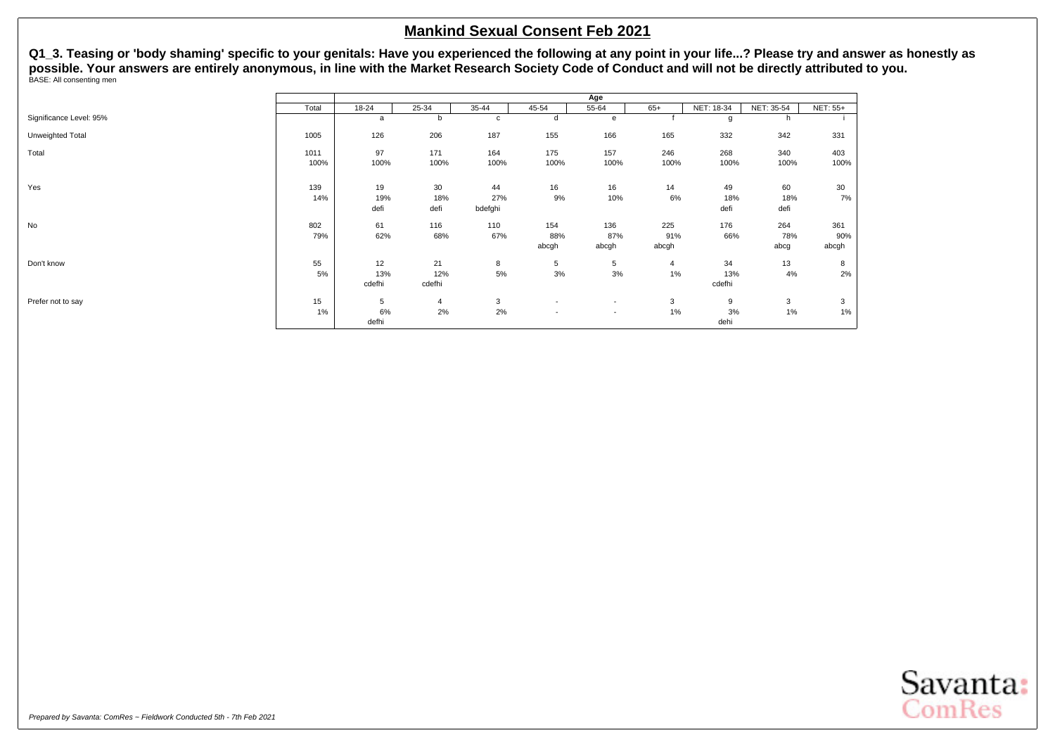## Mankind Sexual Consent Feb 2021

**Q1_3. Teasing or 'body shaming' specific to your genitals: Have you experienced the following at any point in your life...? Please try and answer as honestly as possible. Your answers are entirely anonymous, in line with the Market Research Society Code of Conduct and will not be directly attributed to you.**

BASE: All consenting men

| | | Age | | | | | | | | |
|---|---|---|---|---|---|---|---|---|---|---|
| | Total | 18-24 | 25-34 | 35-44 | 45-54 | 55-64 | 65+ | NET: 18-34 | NET: 35-54 | NET: 55+ |
| Significance Level: 95% | | a | b | c | d | e | f | g | h | i |
| Unweighted Total | 1005 | 126 | 206 | 187 | 155 | 166 | 165 | 332 | 342 | 331 |
| Total | 1011 | 97 | 171 | 164 | 175 | 157 | 246 | 268 | 340 | 403 |
| | 100% | 100% | 100% | 100% | 100% | 100% | 100% | 100% | 100% | 100% |
| Yes | 139 | 19 | 30 | 44 | 16 | 16 | 14 | 49 | 60 | 30 |
| | 14% | 19% | 18% | 27% | 9% | 10% | 6% | 18% | 18% | 7% |
| | | defi | defi | bdefghi | | | | defi | defi | |
| No | 802 | 61 | 116 | 110 | 154 | 136 | 225 | 176 | 264 | 361 |
| | 79% | 62% | 68% | 67% | 88% | 87% | 91% | 66% | 78% | 90% |
| | | | | | abcgh | abcgh | abcgh | | abcg | abcgh |
| Don't know | 55 | 12 | 21 | 8 | 5 | 5 | 4 | 34 | 13 | 8 |
| | 5% | 13% | 12% | 5% | 3% | 3% | 1% | 13% | 4% | 2% |
| | | cdefhi | cdefhi | | | | | cdefhi | | |
| Prefer not to say | 15 | 5 | 4 | 3 | - | - | 3 | 9 | 3 | 3 |
| | 1% | 6% | 2% | 2% | - | - | 1% | 3% | 1% | 1% |
| | | defhi | | | | | | dehi | | |

*Prepared by Savanta: ComRes – Fieldwork Conducted 5th - 7th Feb 2021*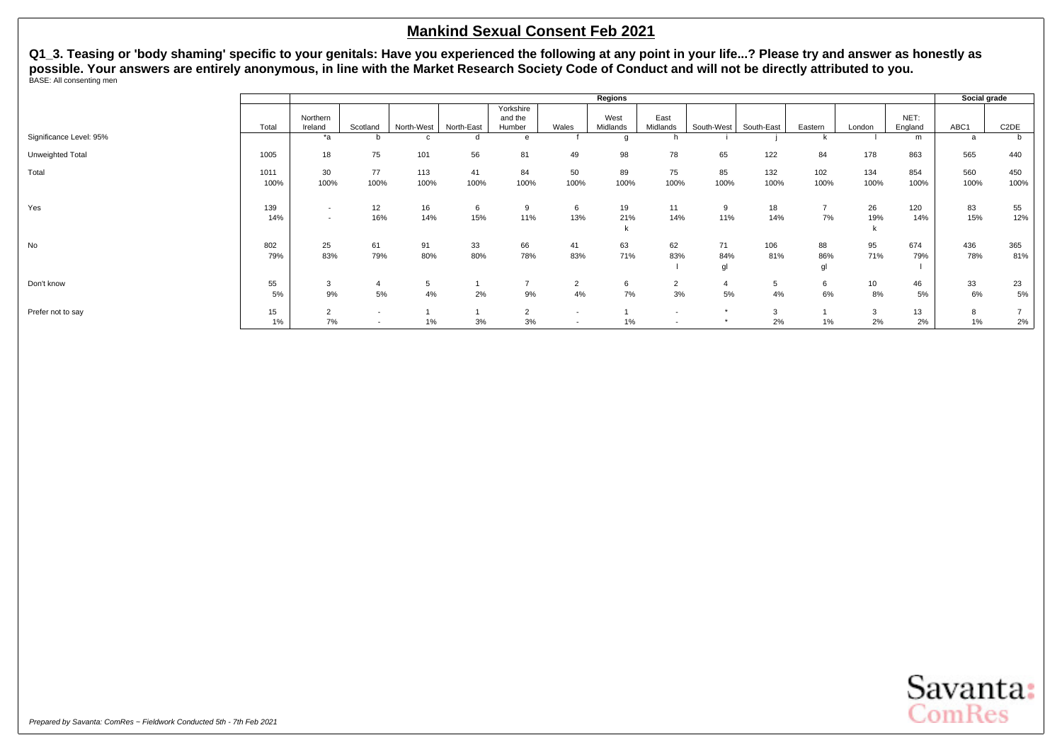# Mankind Sexual Consent Feb 2021

**Q1_3. Teasing or 'body shaming' specific to your genitals: Have you experienced the following at any point in your life...? Please try and answer as honestly as possible. Your answers are entirely anonymous, in line with the Market Research Society Code of Conduct and will not be directly attributed to you.**

BASE: All consenting men

| | | Regions | | | | | | | | | | | | | | Social grade | |
|---|---|---|---|---|---|---|---|---|---|---|---|---|---|---|---|---|---|
| | Total | Northern Ireland | Scotland | North-West | North-East | Yorkshire and the Humber | Wales | West Midlands | East Midlands | South-West | South-East | Eastern | London | NET: England | ABC1 | C2DE |
| Significance Level: 95% | | *a | b | c | d | e | f | g | h | i | j | k | l | m | a | b |
| Unweighted Total | 1005 | 18 | 75 | 101 | 56 | 81 | 49 | 98 | 78 | 65 | 122 | 84 | 178 | 863 | 565 | 440 |
| Total | 1011 | 30 | 77 | 113 | 41 | 84 | 50 | 89 | 75 | 85 | 132 | 102 | 134 | 854 | 560 | 450 |
| | 100% | 100% | 100% | 100% | 100% | 100% | 100% | 100% | 100% | 100% | 100% | 100% | 100% | 100% | 100% | 100% |
| Yes | 139 | - | 12 | 16 | 6 | 9 | 6 | 19 | 11 | 9 | 18 | 7 | 26 | 120 | 83 | 55 |
| | 14% | - | 16% | 14% | 15% | 11% | 13% | 21% | 14% | 11% | 14% | 7% | 19% | 14% | 15% | 12% |
| | | | | | | | | k | | | | | k | | | |
| No | 802 | 25 | 61 | 91 | 33 | 66 | 41 | 63 | 62 | 71 | 106 | 88 | 95 | 674 | 436 | 365 |
| | 79% | 83% | 79% | 80% | 80% | 78% | 83% | 71% | 83% | 84% | 81% | 86% | 71% | 79% | 78% | 81% |
| | | | | | | | | | l | gl | | gl | | l | | |
| Don't know | 55 | 3 | 4 | 5 | 1 | 7 | 2 | 6 | 2 | 4 | 5 | 6 | 10 | 46 | 33 | 23 |
| | 5% | 9% | 5% | 4% | 2% | 9% | 4% | 7% | 3% | 5% | 4% | 6% | 8% | 5% | 6% | 5% |
| Prefer not to say | 15 | 2 | - | 1 | 1 | 2 | - | 1 | - | * | 3 | 1 | 3 | 13 | 8 | 7 |
| | 1% | 7% | - | 1% | 3% | 3% | - | 1% | - | * | 2% | 1% | 2% | 2% | 1% | 2% |

*Prepared by Savanta: ComRes – Fieldwork Conducted 5th - 7th Feb 2021*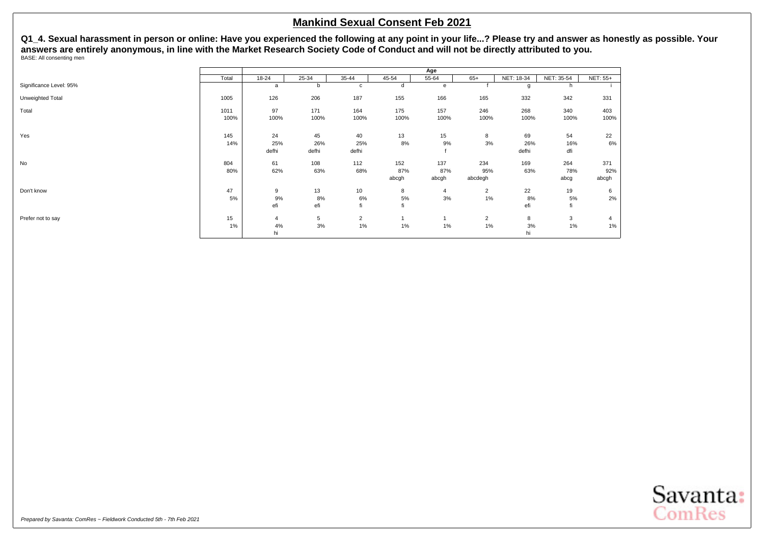## Mankind Sexual Consent Feb 2021

**Q1_4. Sexual harassment in person or online: Have you experienced the following at any point in your life...? Please try and answer as honestly as possible. Your answers are entirely anonymous, in line with the Market Research Society Code of Conduct and will not be directly attributed to you.**

BASE: All consenting men

| | | Age | | | | | | | | |
|---|---|---|---|---|---|---|---|---|---|---|
| | Total | 18-24 | 25-34 | 35-44 | 45-54 | 55-64 | 65+ | NET: 18-34 | NET: 35-54 | NET: 55+ |
| Significance Level: 95% | | a | b | c | d | e | f | g | h | i |
| Unweighted Total | 1005 | 126 | 206 | 187 | 155 | 166 | 165 | 332 | 342 | 331 |
| Total | 1011 | 97 | 171 | 164 | 175 | 157 | 246 | 268 | 340 | 403 |
| | 100% | 100% | 100% | 100% | 100% | 100% | 100% | 100% | 100% | 100% |
| Yes | 145 | 24 | 45 | 40 | 13 | 15 | 8 | 69 | 54 | 22 |
| | 14% | 25% | 26% | 25% | 8% | 9% | 3% | 26% | 16% | 6% |
| | | defhi | defhi | defhi | | f | | defhi | dfi | |
| No | 804 | 61 | 108 | 112 | 152 | 137 | 234 | 169 | 264 | 371 |
| | 80% | 62% | 63% | 68% | 87% | 87% | 95% | 63% | 78% | 92% |
| | | | | | abcgh | abcgh | abcdegh | | abcg | abcgh |
| Don't know | 47 | 9 | 13 | 10 | 8 | 4 | 2 | 22 | 19 | 6 |
| | 5% | 9% | 8% | 6% | 5% | 3% | 1% | 8% | 5% | 2% |
| | | efi | efi | fi | fi | | | efi | fi | |
| Prefer not to say | 15 | 4 | 5 | 2 | 1 | 1 | 2 | 8 | 3 | 4 |
| | 1% | 4% | 3% | 1% | 1% | 1% | 1% | 3% | 1% | 1% |
| | | hi | | | | | | hi | | |

*Prepared by Savanta: ComRes – Fieldwork Conducted 5th - 7th Feb 2021*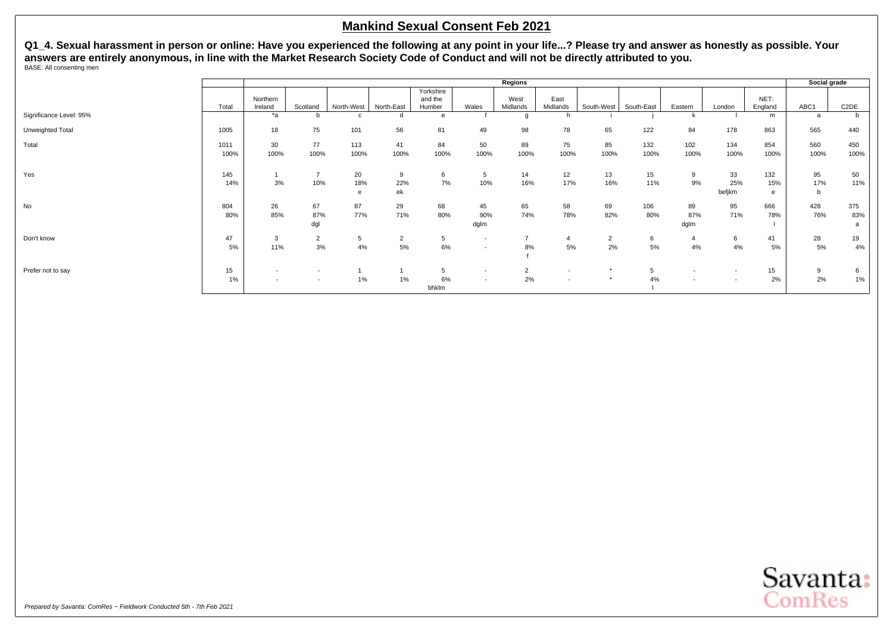## Mankind Sexual Consent Feb 2021

**Q1_4. Sexual harassment in person or online: Have you experienced the following at any point in your life...? Please try and answer as honestly as possible. Your answers are entirely anonymous, in line with the Market Research Society Code of Conduct and will not be directly attributed to you.**

BASE: All consenting men

| | | Regions | | | | | | | | | | | | | | Social grade | |
|---|---|---|---|---|---|---|---|---|---|---|---|---|---|---|---|---|---|
| | Total | Northern Ireland | Scotland | North-West | North-East | Yorkshire and the Humber | Wales | West Midlands | East Midlands | South-West | South-East | Eastern | London | NET: England | ABC1 | C2DE |
| Significance Level: 95% | | *a | b | c | d | e | f | g | h | i | j | k | l | m | a | b |
| Unweighted Total | 1005 | 18 | 75 | 101 | 56 | 81 | 49 | 98 | 78 | 65 | 122 | 84 | 178 | 863 | 565 | 440 |
| Total | 1011 | 30 | 77 | 113 | 41 | 84 | 50 | 89 | 75 | 85 | 132 | 102 | 134 | 854 | 560 | 450 |
| | 100% | 100% | 100% | 100% | 100% | 100% | 100% | 100% | 100% | 100% | 100% | 100% | 100% | 100% | 100% | 100% |
| Yes | 145 | 1 | 7 | 20 | 9 | 6 | 5 | 14 | 12 | 13 | 15 | 9 | 33 | 132 | 95 | 50 |
| | 14% | 3% | 10% | 18% | 22% | 7% | 10% | 16% | 17% | 16% | 11% | 9% | 25% | 15% | 17% | 11% |
| | | | | e | ek | | | | | | | | befjkm | e | b | |
| No | 804 | 26 | 67 | 87 | 29 | 68 | 45 | 65 | 58 | 69 | 106 | 89 | 95 | 666 | 428 | 375 |
| | 80% | 85% | 87% | 77% | 71% | 80% | 90% | 74% | 78% | 82% | 80% | 87% | 71% | 78% | 76% | 83% |
| | | | dgl | | | | dglm | | | | | dglm | | l | | a |
| Don't know | 47 | 3 | 2 | 5 | 2 | 5 | - | 7 | 4 | 2 | 6 | 4 | 6 | 41 | 28 | 19 |
| | 5% | 11% | 3% | 4% | 5% | 6% | - | 8% | 5% | 2% | 5% | 4% | 4% | 5% | 5% | 4% |
| | | | | | | | | f | | | | | | | | |
| Prefer not to say | 15 | - | - | 1 | 1 | 5 | - | 2 | - | * | 5 | - | - | 15 | 9 | 6 |
| | 1% | - | - | 1% | 1% | 6% | - | 2% | - | * | 4% | - | - | 2% | 2% | 1% |
| | | | | | | bhklm | | | | | l | | | | | |

*Prepared by Savanta: ComRes – Fieldwork Conducted 5th - 7th Feb 2021*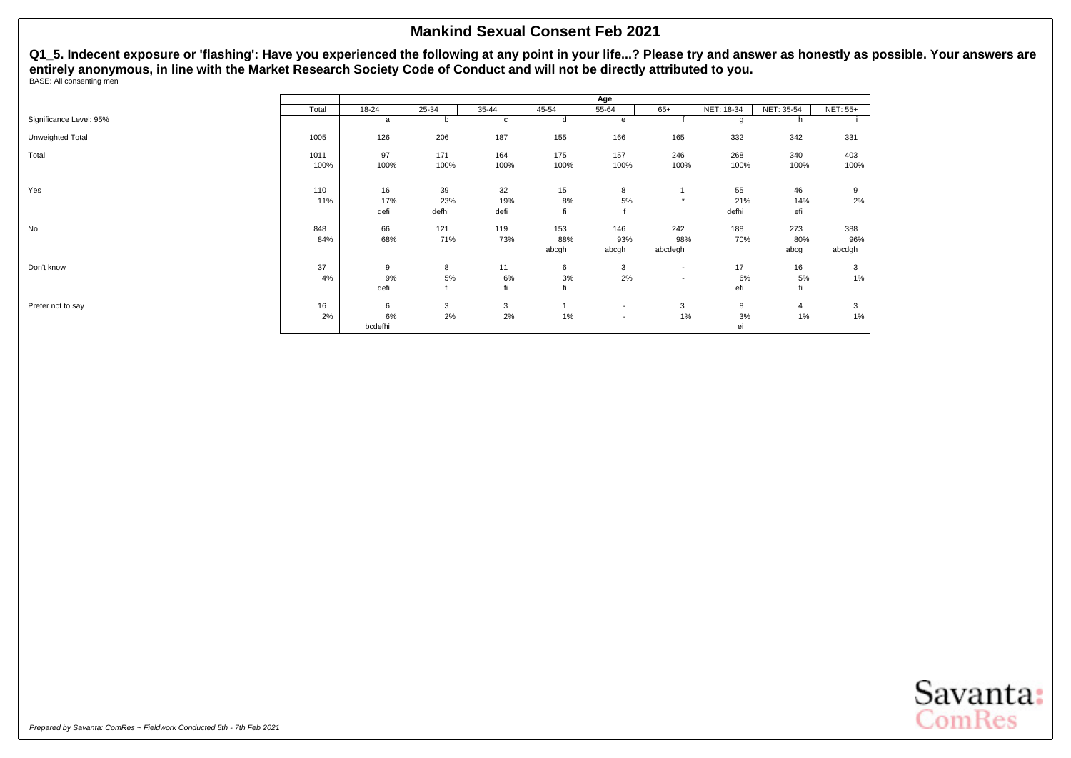# Mankind Sexual Consent Feb 2021

**Q1_5. Indecent exposure or 'flashing': Have you experienced the following at any point in your life...? Please try and answer as honestly as possible. Your answers are entirely anonymous, in line with the Market Research Society Code of Conduct and will not be directly attributed to you.**

BASE: All consenting men

| | Total | Age | | | | | | | | |
|---|---|---|---|---|---|---|---|---|---|---|
| | | 18-24 | 25-34 | 35-44 | 45-54 | 55-64 | 65+ | NET: 18-34 | NET: 35-54 | NET: 55+ |
| Significance Level: 95% | | a | b | c | d | e | f | g | h | i |
| Unweighted Total | 1005 | 126 | 206 | 187 | 155 | 166 | 165 | 332 | 342 | 331 |
| Total | 1011 | 97 | 171 | 164 | 175 | 157 | 246 | 268 | 340 | 403 |
| | 100% | 100% | 100% | 100% | 100% | 100% | 100% | 100% | 100% | 100% |
| Yes | 110 | 16 | 39 | 32 | 15 | 8 | 1 | 55 | 46 | 9 |
| | 11% | 17% | 23% | 19% | 8% | 5% | * | 21% | 14% | 2% |
| | | defi | defhi | defi | fi | f | | defhi | efi | |
| No | 848 | 66 | 121 | 119 | 153 | 146 | 242 | 188 | 273 | 388 |
| | 84% | 68% | 71% | 73% | 88% | 93% | 98% | 70% | 80% | 96% |
| | | | | | abcgh | abcgh | abcdegh | | abcg | abcdgh |
| Don't know | 37 | 9 | 8 | 11 | 6 | 3 | - | 17 | 16 | 3 |
| | 4% | 9% | 5% | 6% | 3% | 2% | - | 6% | 5% | 1% |
| | | defi | fi | fi | fi | | | efi | fi | |
| Prefer not to say | 16 | 6 | 3 | 3 | 1 | - | 3 | 8 | 4 | 3 |
| | 2% | 6% | 2% | 2% | 1% | - | 1% | 3% | 1% | 1% |
| | | bcdefhi | | | | | | ei | | |

*Prepared by Savanta: ComRes – Fieldwork Conducted 5th - 7th Feb 2021*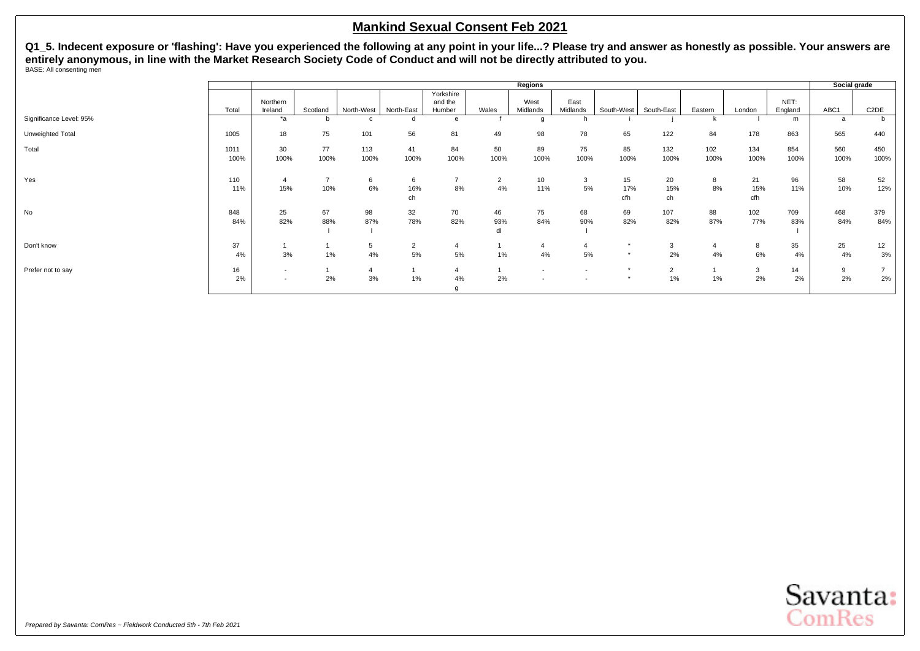# Mankind Sexual Consent Feb 2021

**Q1_5. Indecent exposure or 'flashing': Have you experienced the following at any point in your life...? Please try and answer as honestly as possible. Your answers are entirely anonymous, in line with the Market Research Society Code of Conduct and will not be directly attributed to you.**

BASE: All consenting men

| | | Regions | | | | | | | | | | | | | Social grade | |
|---|---|---|---|---|---|---|---|---|---|---|---|---|---|---|---|---|
| | Total | Northern Ireland | Scotland | North-West | North-East | Yorkshire and the Humber | Wales | West Midlands | East Midlands | South-West | South-East | Eastern | London | NET: England | ABC1 | C2DE |
| Significance Level: 95% | | *a | b | c | d | e | f | g | h | i | j | k | l | m | a | b |
| Unweighted Total | 1005 | 18 | 75 | 101 | 56 | 81 | 49 | 98 | 78 | 65 | 122 | 84 | 178 | 863 | 565 | 440 |
| Total | 1011 | 30 | 77 | 113 | 41 | 84 | 50 | 89 | 75 | 85 | 132 | 102 | 134 | 854 | 560 | 450 |
| | 100% | 100% | 100% | 100% | 100% | 100% | 100% | 100% | 100% | 100% | 100% | 100% | 100% | 100% | 100% | 100% |
| Yes | 110 | 4 | 7 | 6 | 6 | 7 | 2 | 10 | 3 | 15 | 20 | 8 | 21 | 96 | 58 | 52 |
| | 11% | 15% | 10% | 6% | 16% | 8% | 4% | 11% | 5% | 17% | 15% | 8% | 15% | 11% | 10% | 12% |
| | | | | | ch | | | | | cfh | ch | | cfh | | | |
| No | 848 | 25 | 67 | 98 | 32 | 70 | 46 | 75 | 68 | 69 | 107 | 88 | 102 | 709 | 468 | 379 |
| | 84% | 82% | 88% | 87% | 78% | 82% | 93% | 84% | 90% | 82% | 82% | 87% | 77% | 83% | 84% | 84% |
| | | | l | l | | | dl | | l | | | | | l | | |
| Don't know | 37 | 1 | 1 | 5 | 2 | 4 | 1 | 4 | 4 | * | 3 | 4 | 8 | 35 | 25 | 12 |
| | 4% | 3% | 1% | 4% | 5% | 5% | 1% | 4% | 5% | * | 2% | 4% | 6% | 4% | 4% | 3% |
| Prefer not to say | 16 | - | 1 | 4 | 1 | 4 | 1 | - | - | * | 2 | 1 | 3 | 14 | 9 | 7 |
| | 2% | - | 2% | 3% | 1% | 4% | 2% | - | - | * | 1% | 1% | 2% | 2% | 2% | 2% |
| | | | | | | g | | | | | | | | | | |

*Prepared by Savanta: ComRes – Fieldwork Conducted 5th - 7th Feb 2021*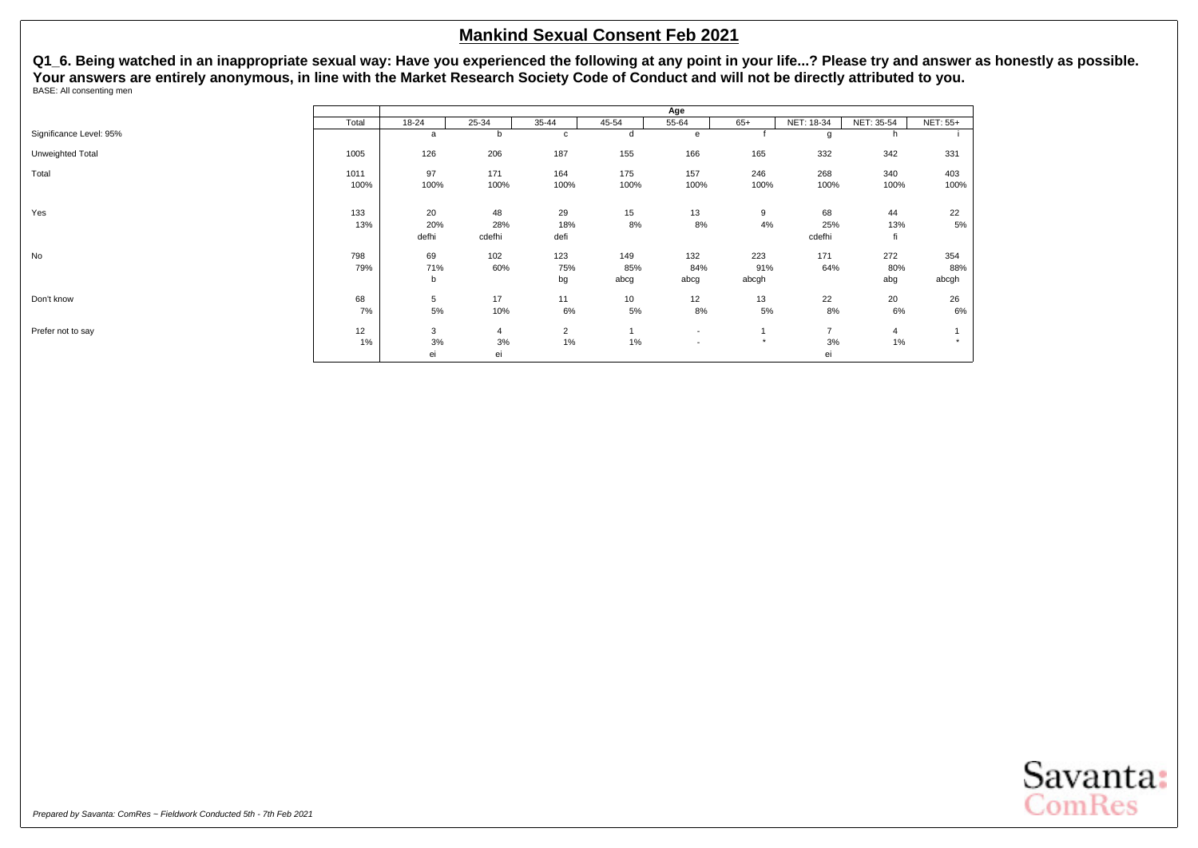# Mankind Sexual Consent Feb 2021

**Q1_6. Being watched in an inappropriate sexual way: Have you experienced the following at any point in your life...? Please try and answer as honestly as possible. Your answers are entirely anonymous, in line with the Market Research Society Code of Conduct and will not be directly attributed to you.**

BASE: All consenting men

| | Total | Age | | | | | | | | |
|---|---|---|---|---|---|---|---|---|---|---|
| | | 18-24 | 25-34 | 35-44 | 45-54 | 55-64 | 65+ | NET: 18-34 | NET: 35-54 | NET: 55+ |
| Significance Level: 95% | | a | b | c | d | e | f | g | h | i |
| Unweighted Total | 1005 | 126 | 206 | 187 | 155 | 166 | 165 | 332 | 342 | 331 |
| Total | 1011 | 97 | 171 | 164 | 175 | 157 | 246 | 268 | 340 | 403 |
| | 100% | 100% | 100% | 100% | 100% | 100% | 100% | 100% | 100% | 100% |
| Yes | 133 | 20 | 48 | 29 | 15 | 13 | 9 | 68 | 44 | 22 |
| | 13% | 20% | 28% | 18% | 8% | 8% | 4% | 25% | 13% | 5% |
| | | defhi | cdefhi | defi | | | | cdefhi | fi | |
| No | 798 | 69 | 102 | 123 | 149 | 132 | 223 | 171 | 272 | 354 |
| | 79% | 71% | 60% | 75% | 85% | 84% | 91% | 64% | 80% | 88% |
| | | b | | bg | abcg | abcg | abcgh | | abg | abcgh |
| Don't know | 68 | 5 | 17 | 11 | 10 | 12 | 13 | 22 | 20 | 26 |
| | 7% | 5% | 10% | 6% | 5% | 8% | 5% | 8% | 6% | 6% |
| Prefer not to say | 12 | 3 | 4 | 2 | 1 | - | 1 | 7 | 4 | 1 |
| | 1% | 3% | 3% | 1% | 1% | - | * | 3% | 1% | * |
| | | ei | ei | | | | | ei | | |

*Prepared by Savanta: ComRes – Fieldwork Conducted 5th - 7th Feb 2021*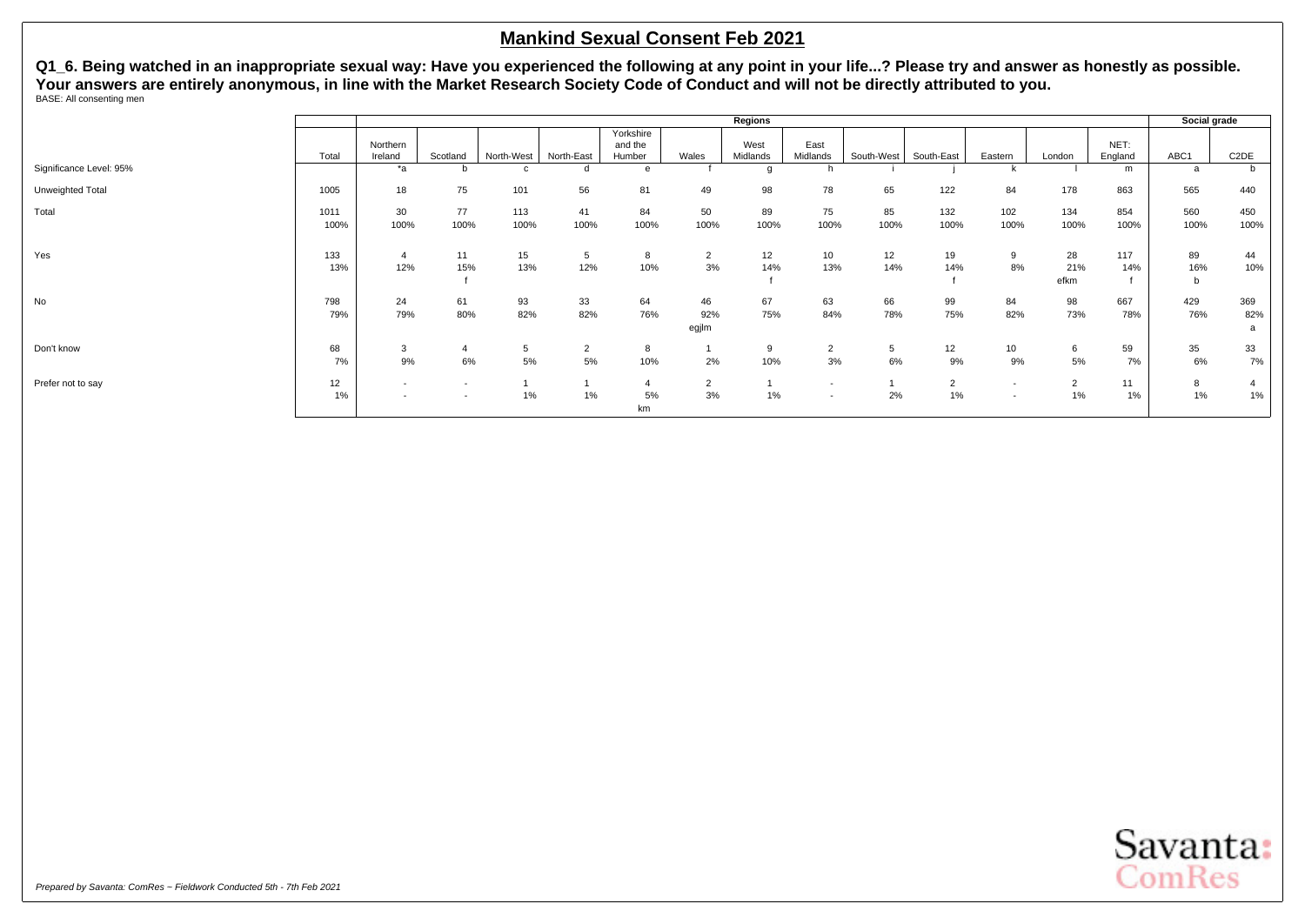## Mankind Sexual Consent Feb 2021

**Q1_6. Being watched in an inappropriate sexual way: Have you experienced the following at any point in your life...? Please try and answer as honestly as possible. Your answers are entirely anonymous, in line with the Market Research Society Code of Conduct and will not be directly attributed to you.**

BASE: All consenting men

| | | Regions | | | | | | | | | | | | | | Social grade | |
|---|---|---|---|---|---|---|---|---|---|---|---|---|---|---|---|---|---|
| | Total | Northern Ireland | Scotland | North-West | North-East | Yorkshire and the Humber | Wales | West Midlands | East Midlands | South-West | South-East | Eastern | London | NET: England | | ABC1 | C2DE |
| Significance Level: 95% | | *a | b | c | d | e | f | g | h | i | j | k | l | m | | a | b |
| Unweighted Total | 1005 | 18 | 75 | 101 | 56 | 81 | 49 | 98 | 78 | 65 | 122 | 84 | 178 | 863 | | 565 | 440 |
| Total | 1011 | 30 | 77 | 113 | 41 | 84 | 50 | 89 | 75 | 85 | 132 | 102 | 134 | 854 | | 560 | 450 |
| | 100% | 100% | 100% | 100% | 100% | 100% | 100% | 100% | 100% | 100% | 100% | 100% | 100% | 100% | | 100% | 100% |
| Yes | 133 | 4 | 11 | 15 | 5 | 8 | 2 | 12 | 10 | 12 | 19 | 9 | 28 | 117 | | 89 | 44 |
| | 13% | 12% | 15% | 13% | 12% | 10% | 3% | 14% | 13% | 14% | 14% | 8% | 21% | 14% | | 16% | 10% |
| | | | f | | | | | f | | | f | | efkm | f | | b | |
| No | 798 | 24 | 61 | 93 | 33 | 64 | 46 | 67 | 63 | 66 | 99 | 84 | 98 | 667 | | 429 | 369 |
| | 79% | 79% | 80% | 82% | 82% | 76% | 92% | 75% | 84% | 78% | 75% | 82% | 73% | 78% | | 76% | 82% |
| | | | | | | | egjlm | | | | | | | | | | a |
| Don't know | 68 | 3 | 4 | 5 | 2 | 8 | 1 | 9 | 2 | 5 | 12 | 10 | 6 | 59 | | 35 | 33 |
| | 7% | 9% | 6% | 5% | 5% | 10% | 2% | 10% | 3% | 6% | 9% | 9% | 5% | 7% | | 6% | 7% |
| Prefer not to say | 12 | - | - | 1 | 1 | 4 | 2 | 1 | - | 1 | 2 | - | 2 | 11 | | 8 | 4 |
| | 1% | - | - | 1% | 1% | 5% | 3% | 1% | - | 2% | 1% | - | 1% | 1% | | 1% | 1% |
| | | | | | | km | | | | | | | | | | | |

*Prepared by Savanta: ComRes – Fieldwork Conducted 5th - 7th Feb 2021*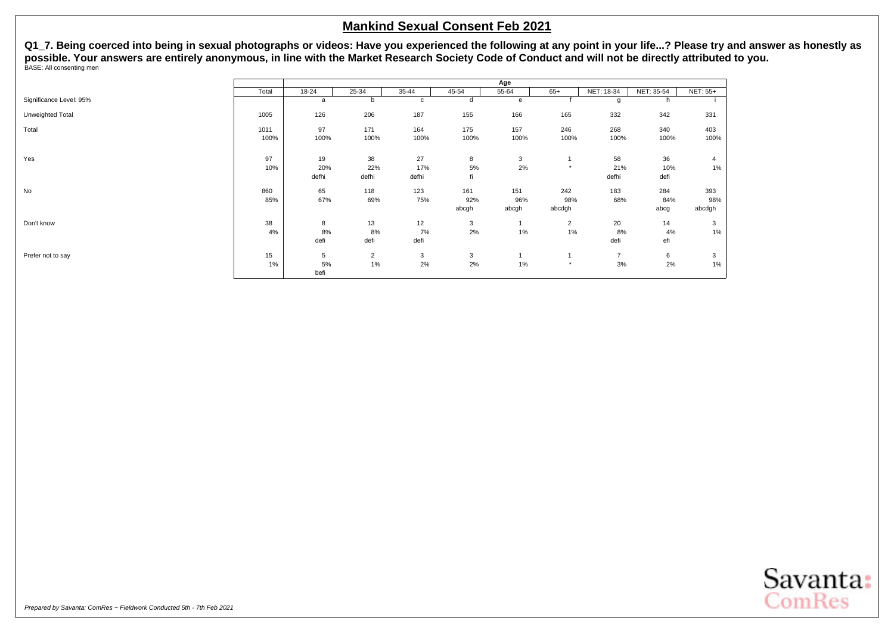## Mankind Sexual Consent Feb 2021

**Q1_7. Being coerced into being in sexual photographs or videos: Have you experienced the following at any point in your life...? Please try and answer as honestly as possible. Your answers are entirely anonymous, in line with the Market Research Society Code of Conduct and will not be directly attributed to you.**

BASE: All consenting men

| | | Age | | | | | | | | |
|---|---|---|---|---|---|---|---|---|---|---|
| | Total | 18-24 | 25-34 | 35-44 | 45-54 | 55-64 | 65+ | NET: 18-34 | NET: 35-54 | NET: 55+ |
| Significance Level: 95% | | a | b | c | d | e | f | g | h | i |
| Unweighted Total | 1005 | 126 | 206 | 187 | 155 | 166 | 165 | 332 | 342 | 331 |
| Total | 1011 | 97 | 171 | 164 | 175 | 157 | 246 | 268 | 340 | 403 |
| | 100% | 100% | 100% | 100% | 100% | 100% | 100% | 100% | 100% | 100% |
| Yes | 97 | 19 | 38 | 27 | 8 | 3 | 1 | 58 | 36 | 4 |
| | 10% | 20% | 22% | 17% | 5% | 2% | * | 21% | 10% | 1% |
| | | defhi | defhi | defhi | fi | | | defhi | defi | |
| No | 860 | 65 | 118 | 123 | 161 | 151 | 242 | 183 | 284 | 393 |
| | 85% | 67% | 69% | 75% | 92% | 96% | 98% | 68% | 84% | 98% |
| | | | | | abcgh | abcgh | abcdgh | | abcg | abcdgh |
| Don't know | 38 | 8 | 13 | 12 | 3 | 1 | 2 | 20 | 14 | 3 |
| | 4% | 8% | 8% | 7% | 2% | 1% | 1% | 8% | 4% | 1% |
| | | defi | defi | defi | | | | defi | efi | |
| Prefer not to say | 15 | 5 | 2 | 3 | 3 | 1 | 1 | 7 | 6 | 3 |
| | 1% | 5% | 1% | 2% | 2% | 1% | * | 3% | 2% | 1% |
| | | befi | | | | | | | | |

*Prepared by Savanta: ComRes – Fieldwork Conducted 5th - 7th Feb 2021*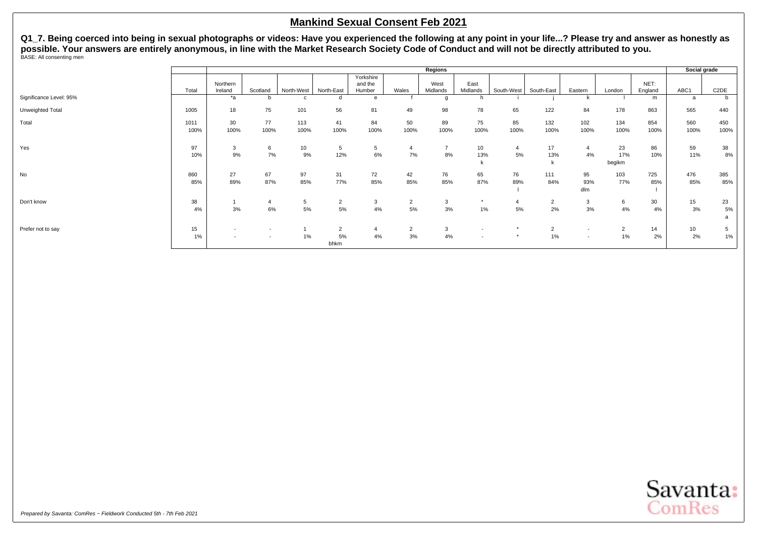# Mankind Sexual Consent Feb 2021

**Q1_7. Being coerced into being in sexual photographs or videos: Have you experienced the following at any point in your life...? Please try and answer as honestly as possible. Your answers are entirely anonymous, in line with the Market Research Society Code of Conduct and will not be directly attributed to you.**

BASE: All consenting men

| | Total | Regions | | | | | | | | | | | | | Social grade | |
|---|---|---|---|---|---|---|---|---|---|---|---|---|---|---|---|---|
| | | Northern Ireland | Scotland | North-West | North-East | Yorkshire and the Humber | Wales | West Midlands | East Midlands | South-West | South-East | Eastern | London | NET: England | ABC1 | C2DE |
| Significance Level: 95% | | *a | b | c | d | e | f | g | h | i | j | k | l | m | a | b |
| Unweighted Total | 1005 | 18 | 75 | 101 | 56 | 81 | 49 | 98 | 78 | 65 | 122 | 84 | 178 | 863 | 565 | 440 |
| Total | 1011 | 30 | 77 | 113 | 41 | 84 | 50 | 89 | 75 | 85 | 132 | 102 | 134 | 854 | 560 | 450 |
| | 100% | 100% | 100% | 100% | 100% | 100% | 100% | 100% | 100% | 100% | 100% | 100% | 100% | 100% | 100% | 100% |
| Yes | 97 | 3 | 6 | 10 | 5 | 5 | 4 | 7 | 10 | 4 | 17 | 4 | 23 | 86 | 59 | 38 |
| | 10% | 9% | 7% | 9% | 12% | 6% | 7% | 8% | 13% | 5% | 13% | 4% | 17% | 10% | 11% | 8% |
| | | | | | | | | | k | | k | | begikm | | | |
| No | 860 | 27 | 67 | 97 | 31 | 72 | 42 | 76 | 65 | 76 | 111 | 95 | 103 | 725 | 476 | 385 |
| | 85% | 89% | 87% | 85% | 77% | 85% | 85% | 85% | 87% | 89% | 84% | 93% | 77% | 85% | 85% | 85% |
| | | | | | | | | | | l | | dlm | | l | | |
| Don't know | 38 | 1 | 4 | 5 | 2 | 3 | 2 | 3 | * | 4 | 2 | 3 | 6 | 30 | 15 | 23 |
| | 4% | 3% | 6% | 5% | 5% | 4% | 5% | 3% | 1% | 5% | 2% | 3% | 4% | 4% | 3% | 5% |
| | | | | | | | | | | | | | | | | a |
| Prefer not to say | 15 | - | - | 1 | 2 | 4 | 2 | 3 | - | * | 2 | - | 2 | 14 | 10 | 5 |
| | 1% | - | - | 1% | 5% | 4% | 3% | 4% | - | * | 1% | - | 1% | 2% | 2% | 1% |
| | | | | | bhkm | | | | | | | | | | | |

*Prepared by Savanta: ComRes – Fieldwork Conducted 5th - 7th Feb 2021*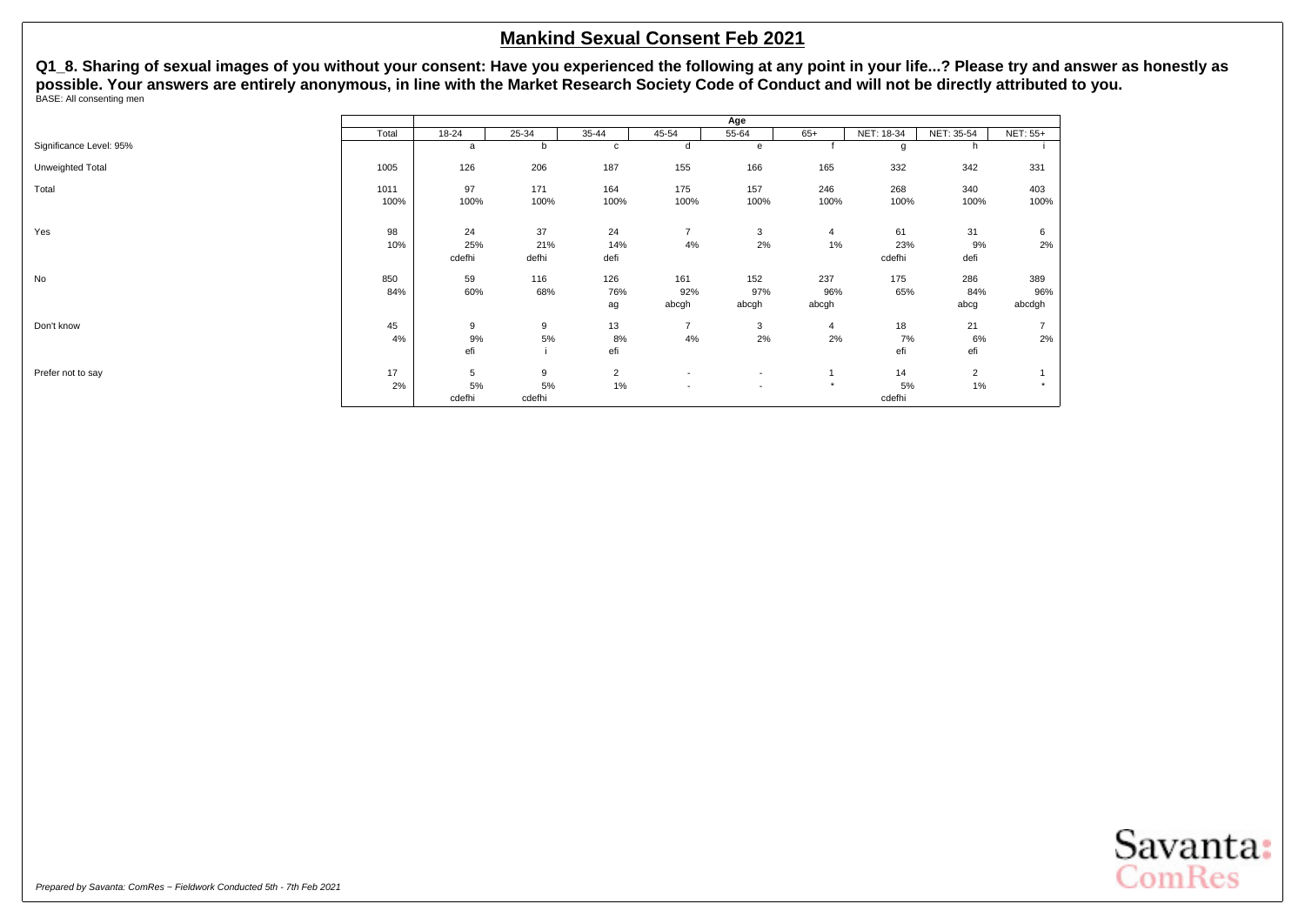## Mankind Sexual Consent Feb 2021

**Q1_8. Sharing of sexual images of you without your consent: Have you experienced the following at any point in your life...? Please try and answer as honestly as possible. Your answers are entirely anonymous, in line with the Market Research Society Code of Conduct and will not be directly attributed to you.**

BASE: All consenting men

| | | Age | | | | | | | | |
|---|---|---|---|---|---|---|---|---|---|---|
| | Total | 18-24 | 25-34 | 35-44 | 45-54 | 55-64 | 65+ | NET: 18-34 | NET: 35-54 | NET: 55+ |
| Significance Level: 95% | | a | b | c | d | e | f | g | h | i |
| Unweighted Total | 1005 | 126 | 206 | 187 | 155 | 166 | 165 | 332 | 342 | 331 |
| Total | 1011 | 97 | 171 | 164 | 175 | 157 | 246 | 268 | 340 | 403 |
| | 100% | 100% | 100% | 100% | 100% | 100% | 100% | 100% | 100% | 100% |
| Yes | 98 | 24 | 37 | 24 | 7 | 3 | 4 | 61 | 31 | 6 |
| | 10% | 25% | 21% | 14% | 4% | 2% | 1% | 23% | 9% | 2% |
| | | cdefhi | defhi | defi | | | | cdefhi | defi | |
| No | 850 | 59 | 116 | 126 | 161 | 152 | 237 | 175 | 286 | 389 |
| | 84% | 60% | 68% | 76% | 92% | 97% | 96% | 65% | 84% | 96% |
| | | | | ag | abcgh | abcgh | abcgh | | abcg | abcdgh |
| Don't know | 45 | 9 | 9 | 13 | 7 | 3 | 4 | 18 | 21 | 7 |
| | 4% | 9% | 5% | 8% | 4% | 2% | 2% | 7% | 6% | 2% |
| | | efi | i | efi | | | | efi | efi | |
| Prefer not to say | 17 | 5 | 9 | 2 | - | - | 1 | 14 | 2 | 1 |
| | 2% | 5% | 5% | 1% | - | - | * | 5% | 1% | * |
| | | cdefhi | cdefhi | | | | | cdefhi | | |

*Prepared by Savanta: ComRes – Fieldwork Conducted 5th - 7th Feb 2021*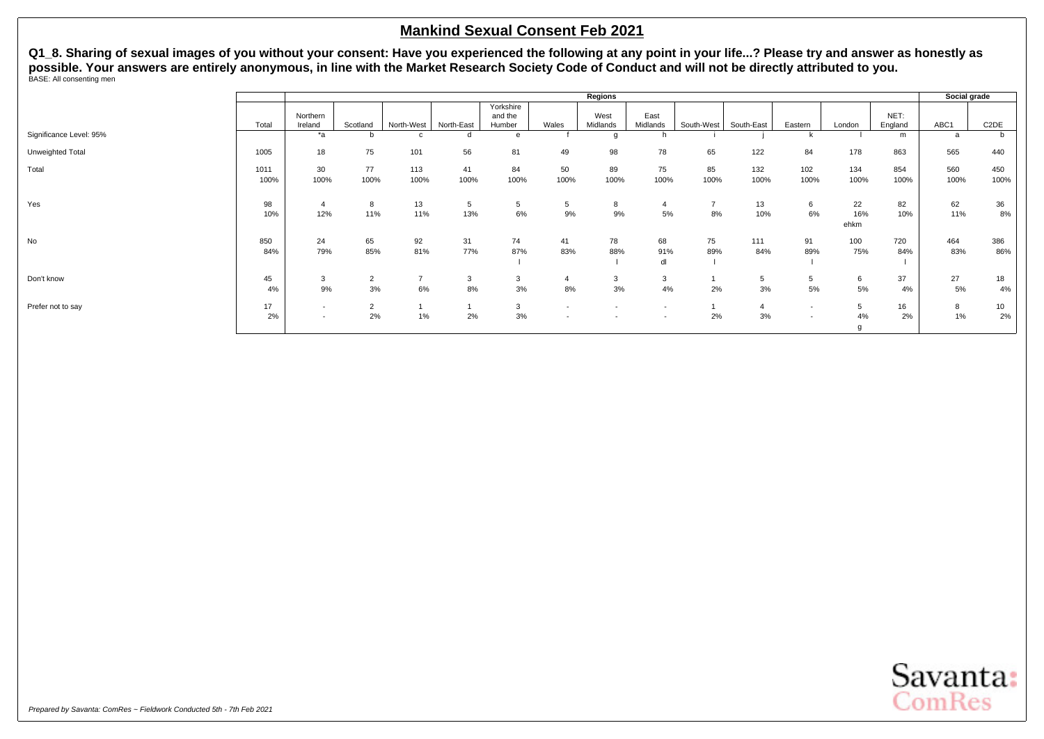# Mankind Sexual Consent Feb 2021

**Q1_8. Sharing of sexual images of you without your consent: Have you experienced the following at any point in your life...? Please try and answer as honestly as possible. Your answers are entirely anonymous, in line with the Market Research Society Code of Conduct and will not be directly attributed to you.**

BASE: All consenting men

| | | Regions | | | | | | | | | | | | | Social grade | |
|---|---|---|---|---|---|---|---|---|---|---|---|---|---|---|---|---|
| | Total | Northern Ireland | Scotland | North-West | North-East | Yorkshire and the Humber | Wales | West Midlands | East Midlands | South-West | South-East | Eastern | London | NET: England | ABC1 | C2DE |
| Significance Level: 95% | | *a | b | c | d | e | f | g | h | i | j | k | l | m | a | b |
| Unweighted Total | 1005 | 18 | 75 | 101 | 56 | 81 | 49 | 98 | 78 | 65 | 122 | 84 | 178 | 863 | 565 | 440 |
| Total | 1011 | 30 | 77 | 113 | 41 | 84 | 50 | 89 | 75 | 85 | 132 | 102 | 134 | 854 | 560 | 450 |
| | 100% | 100% | 100% | 100% | 100% | 100% | 100% | 100% | 100% | 100% | 100% | 100% | 100% | 100% | 100% | 100% |
| Yes | 98 | 4 | 8 | 13 | 5 | 5 | 5 | 8 | 4 | 7 | 13 | 6 | 22 | 82 | 62 | 36 |
| | 10% | 12% | 11% | 11% | 13% | 6% | 9% | 9% | 5% | 8% | 10% | 6% | 16% | 10% | 11% | 8% |
| | | | | | | | | | | | | | ehkm | | | |
| No | 850 | 24 | 65 | 92 | 31 | 74 | 41 | 78 | 68 | 75 | 111 | 91 | 100 | 720 | 464 | 386 |
| | 84% | 79% | 85% | 81% | 77% | 87% | 83% | 88% | 91% | 89% | 84% | 89% | 75% | 84% | 83% | 86% |
| | | | | | | l | | l | dl | l | | l | | l | | |
| Don't know | 45 | 3 | 2 | 7 | 3 | 3 | 4 | 3 | 3 | 1 | 5 | 5 | 6 | 37 | 27 | 18 |
| | 4% | 9% | 3% | 6% | 8% | 3% | 8% | 3% | 4% | 2% | 3% | 5% | 5% | 4% | 5% | 4% |
| Prefer not to say | 17 | - | 2 | 1 | 1 | 3 | - | - | - | 1 | 4 | - | 5 | 16 | 8 | 10 |
| | 2% | - | 2% | 1% | 2% | 3% | - | - | - | 2% | 3% | - | 4% | 2% | 1% | 2% |
| | | | | | | | | | | | | | g | | | |

*Prepared by Savanta: ComRes – Fieldwork Conducted 5th - 7th Feb 2021*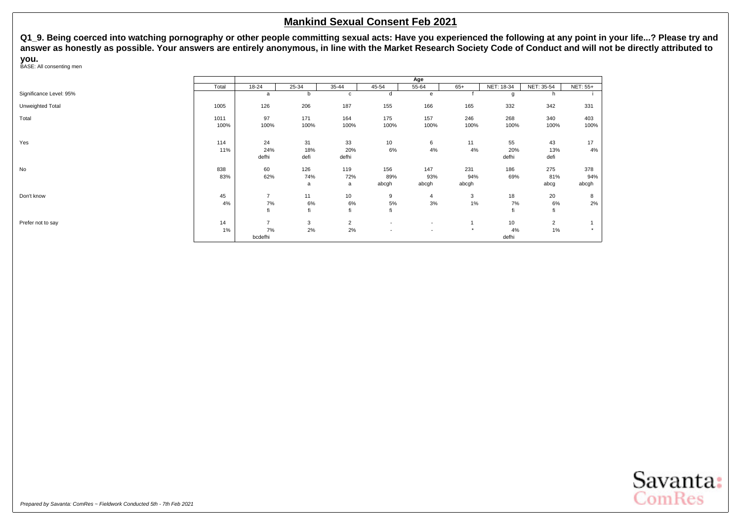# Mankind Sexual Consent Feb 2021

**Q1_9. Being coerced into watching pornography or other people committing sexual acts: Have you experienced the following at any point in your life...? Please try and answer as honestly as possible. Your answers are entirely anonymous, in line with the Market Research Society Code of Conduct and will not be directly attributed to you.**

BASE: All consenting men

| | Total | Age | | | | | | | | |
|---|---|---|---|---|---|---|---|---|---|---|
| | | 18-24 | 25-34 | 35-44 | 45-54 | 55-64 | 65+ | NET: 18-34 | NET: 35-54 | NET: 55+ |
| Significance Level: 95% | | a | b | c | d | e | f | g | h | i |
| Unweighted Total | 1005 | 126 | 206 | 187 | 155 | 166 | 165 | 332 | 342 | 331 |
| Total | 1011 | 97 | 171 | 164 | 175 | 157 | 246 | 268 | 340 | 403 |
| | 100% | 100% | 100% | 100% | 100% | 100% | 100% | 100% | 100% | 100% |
| Yes | 114 | 24 | 31 | 33 | 10 | 6 | 11 | 55 | 43 | 17 |
| | 11% | 24% | 18% | 20% | 6% | 4% | 4% | 20% | 13% | 4% |
| | | defhi | defi | defhi | | | | defhi | defi | |
| No | 838 | 60 | 126 | 119 | 156 | 147 | 231 | 186 | 275 | 378 |
| | 83% | 62% | 74% | 72% | 89% | 93% | 94% | 69% | 81% | 94% |
| | | | a | a | abcgh | abcgh | abcgh | | abcg | abcgh |
| Don't know | 45 | 7 | 11 | 10 | 9 | 4 | 3 | 18 | 20 | 8 |
| | 4% | 7% | 6% | 6% | 5% | 3% | 1% | 7% | 6% | 2% |
| | | fi | fi | fi | fi | | | fi | fi | |
| Prefer not to say | 14 | 7 | 3 | 2 | - | - | 1 | 10 | 2 | 1 |
| | 1% | 7% | 2% | 2% | - | - | * | 4% | 1% | * |
| | | bcdefhi | | | | | | defhi | | |

*Prepared by Savanta: ComRes – Fieldwork Conducted 5th - 7th Feb 2021*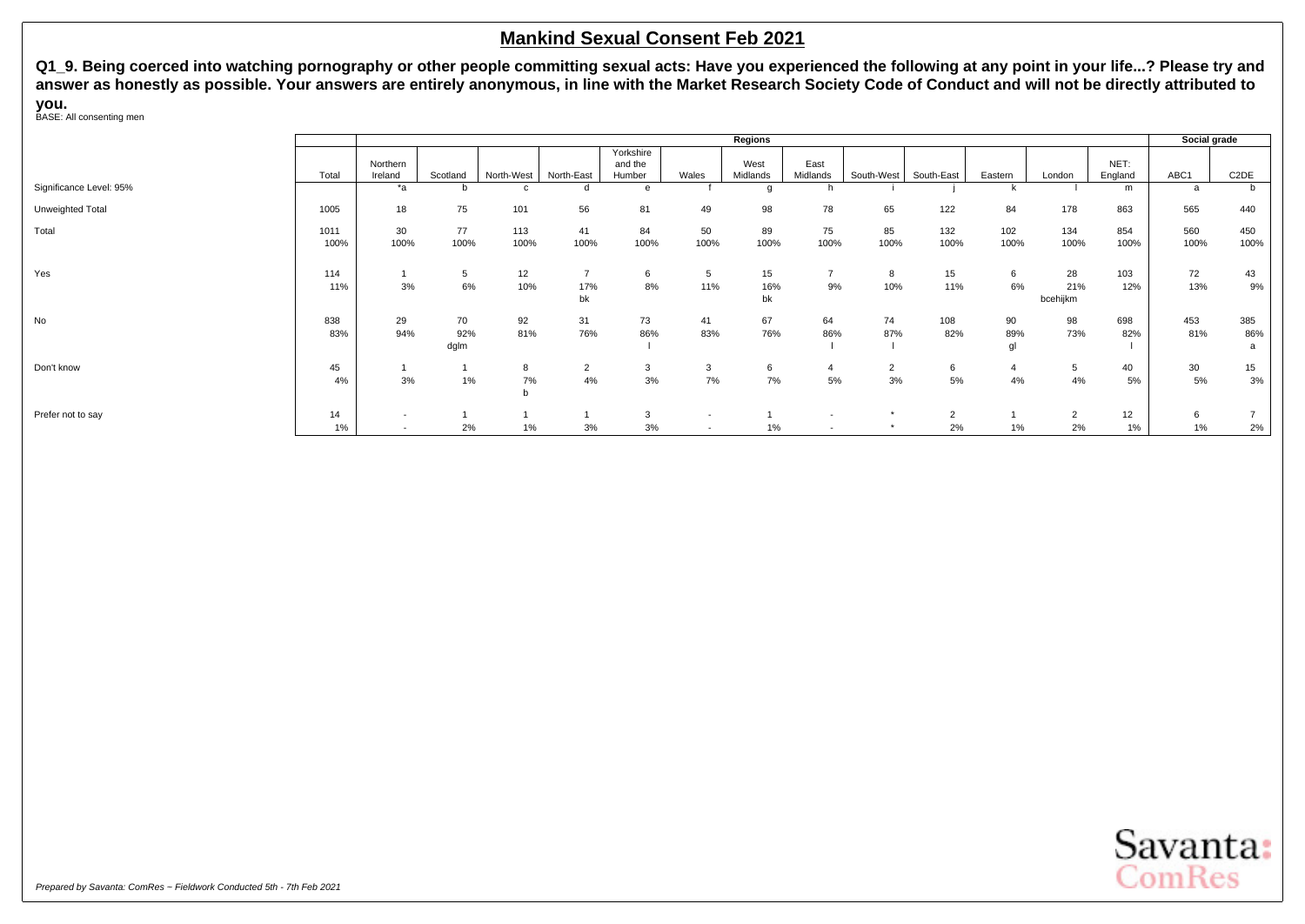## Mankind Sexual Consent Feb 2021

**Q1_9. Being coerced into watching pornography or other people committing sexual acts: Have you experienced the following at any point in your life...? Please try and answer as honestly as possible. Your answers are entirely anonymous, in line with the Market Research Society Code of Conduct and will not be directly attributed to you.**

BASE: All consenting men

| | | Regions | | | | | | | | | | | | | Social grade | |
|---|---|---|---|---|---|---|---|---|---|---|---|---|---|---|---|---|
| | Total | Northern Ireland | Scotland | North-West | North-East | Yorkshire and the Humber | Wales | West Midlands | East Midlands | South-West | South-East | Eastern | London | NET: England | ABC1 | C2DE |
| Significance Level: 95% | | *a | b | c | d | e | f | g | h | i | j | k | l | m | a | b |
| Unweighted Total | 1005 | 18 | 75 | 101 | 56 | 81 | 49 | 98 | 78 | 65 | 122 | 84 | 178 | 863 | 565 | 440 |
| Total | 1011 | 30 | 77 | 113 | 41 | 84 | 50 | 89 | 75 | 85 | 132 | 102 | 134 | 854 | 560 | 450 |
| | 100% | 100% | 100% | 100% | 100% | 100% | 100% | 100% | 100% | 100% | 100% | 100% | 100% | 100% | 100% | 100% |
| Yes | 114 | 1 | 5 | 12 | 7 | 6 | 5 | 15 | 7 | 8 | 15 | 6 | 28 | 103 | 72 | 43 |
| | 11% | 3% | 6% | 10% | 17% | 8% | 11% | 16% | 9% | 10% | 11% | 6% | 21% | 12% | 13% | 9% |
| | | | | | bk | | | bk | | | | | bcehijkm | | | |
| No | 838 | 29 | 70 | 92 | 31 | 73 | 41 | 67 | 64 | 74 | 108 | 90 | 98 | 698 | 453 | 385 |
| | 83% | 94% | 92% | 81% | 76% | 86% | 83% | 76% | 86% | 87% | 82% | 89% | 73% | 82% | 81% | 86% |
| | | | dglm | | | l | | | l | l | | gl | | l | | a |
| Don't know | 45 | 1 | 1 | 8 | 2 | 3 | 3 | 6 | 4 | 2 | 6 | 4 | 5 | 40 | 30 | 15 |
| | 4% | 3% | 1% | 7% | 4% | 3% | 7% | 7% | 5% | 3% | 5% | 4% | 4% | 5% | 5% | 3% |
| | | | | b | | | | | | | | | | | | |
| Prefer not to say | 14 | - | 1 | 1 | 1 | 3 | - | 1 | - | * | 2 | 1 | 2 | 12 | 6 | 7 |
| | 1% | - | 2% | 1% | 3% | 3% | - | 1% | - | * | 2% | 1% | 2% | 1% | 1% | 2% |

*Prepared by Savanta: ComRes – Fieldwork Conducted 5th - 7th Feb 2021*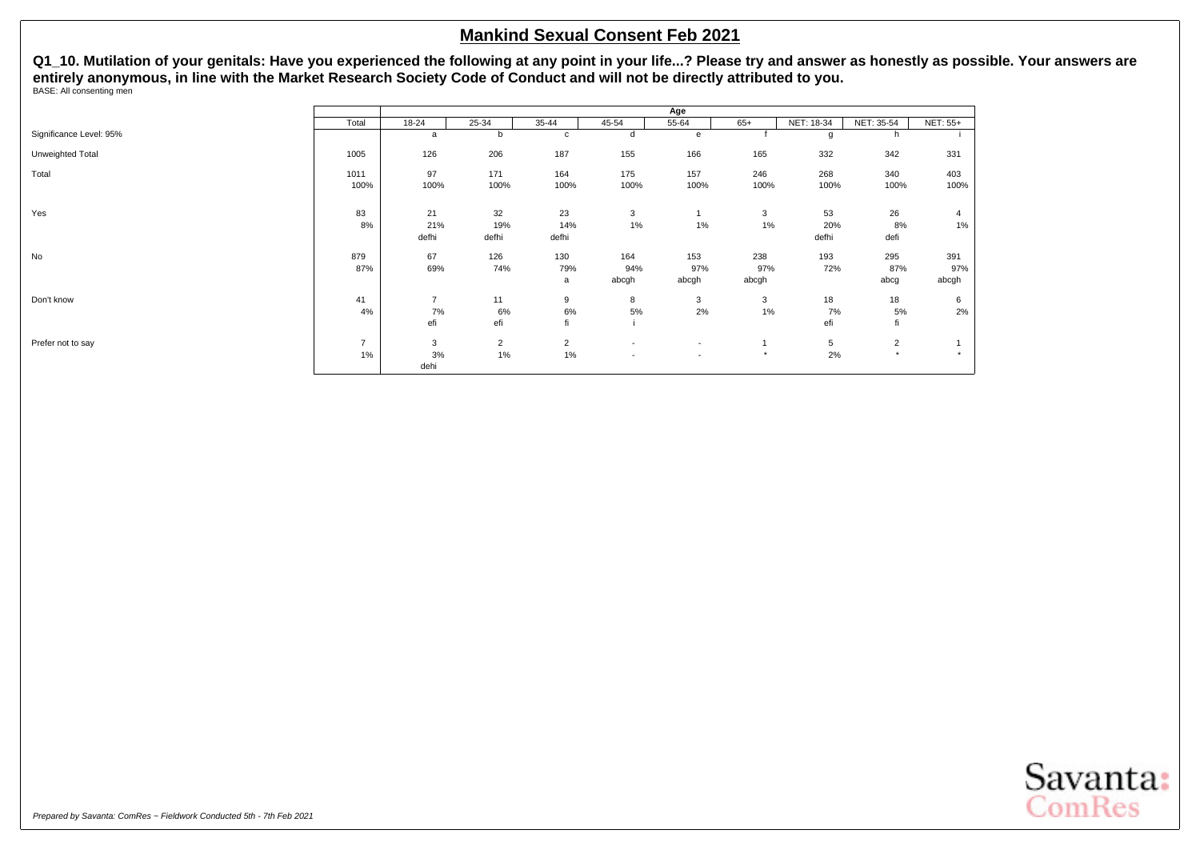# Mankind Sexual Consent Feb 2021

**Q1_10. Mutilation of your genitals: Have you experienced the following at any point in your life...? Please try and answer as honestly as possible. Your answers are entirely anonymous, in line with the Market Research Society Code of Conduct and will not be directly attributed to you.**

BASE: All consenting men

| | Total | Age | | | | | | | | |
|---|---|---|---|---|---|---|---|---|---|---|
| | | 18-24 | 25-34 | 35-44 | 45-54 | 55-64 | 65+ | NET: 18-34 | NET: 35-54 | NET: 55+ |
| Significance Level: 95% | | a | b | c | d | e | f | g | h | i |
| Unweighted Total | 1005 | 126 | 206 | 187 | 155 | 166 | 165 | 332 | 342 | 331 |
| Total | 1011 | 97 | 171 | 164 | 175 | 157 | 246 | 268 | 340 | 403 |
| | 100% | 100% | 100% | 100% | 100% | 100% | 100% | 100% | 100% | 100% |
| Yes | 83 | 21 | 32 | 23 | 3 | 1 | 3 | 53 | 26 | 4 |
| | 8% | 21% | 19% | 14% | 1% | 1% | 1% | 20% | 8% | 1% |
| | | defhi | defhi | defhi | | | | defhi | defi | |
| No | 879 | 67 | 126 | 130 | 164 | 153 | 238 | 193 | 295 | 391 |
| | 87% | 69% | 74% | 79% | 94% | 97% | 97% | 72% | 87% | 97% |
| | | | | a | abcgh | abcgh | abcgh | | abcg | abcgh |
| Don't know | 41 | 7 | 11 | 9 | 8 | 3 | 3 | 18 | 18 | 6 |
| | 4% | 7% | 6% | 6% | 5% | 2% | 1% | 7% | 5% | 2% |
| | | efi | efi | fi | i | | | efi | fi | |
| Prefer not to say | 7 | 3 | 2 | 2 | - | - | 1 | 5 | 2 | 1 |
| | 1% | 3% | 1% | 1% | - | - | * | 2% | * | * |
| | | dehi | | | | | | | | |

*Prepared by Savanta: ComRes – Fieldwork Conducted 5th - 7th Feb 2021*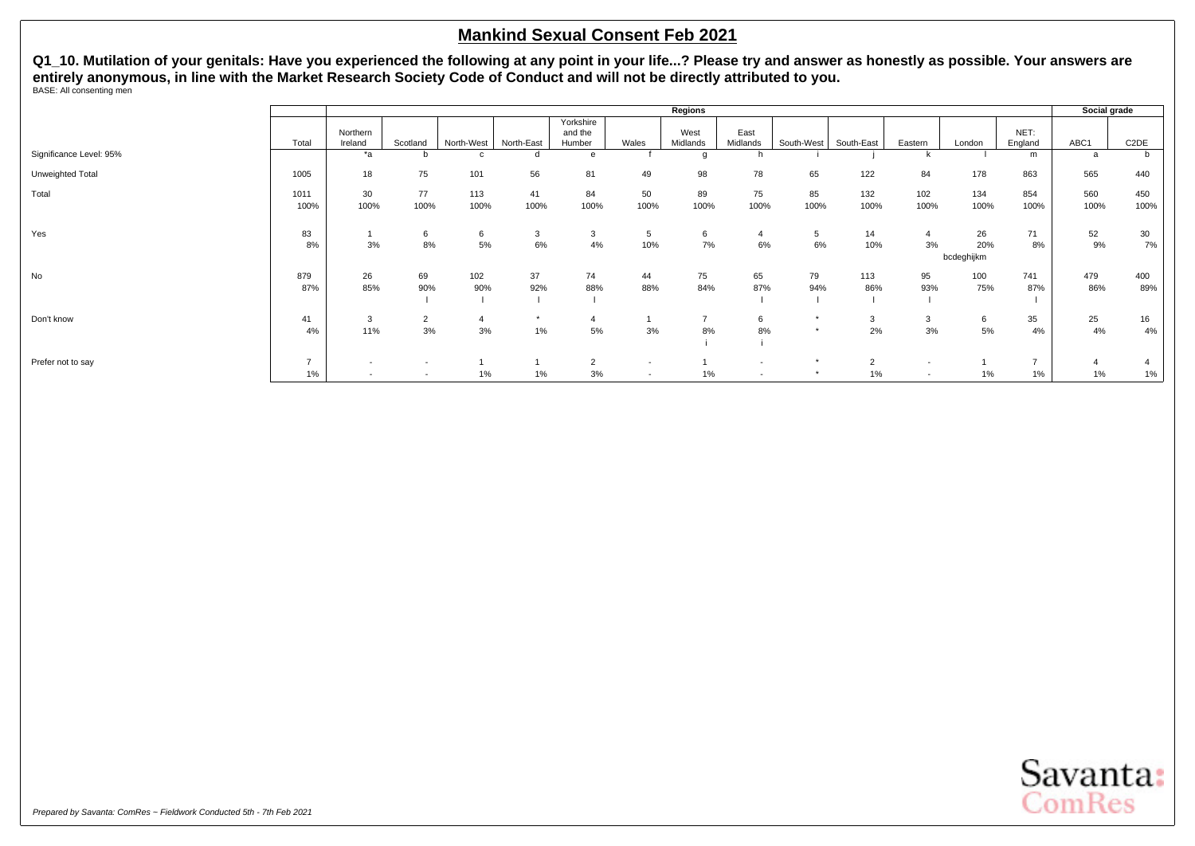# Mankind Sexual Consent Feb 2021

**Q1_10. Mutilation of your genitals: Have you experienced the following at any point in your life...? Please try and answer as honestly as possible. Your answers are entirely anonymous, in line with the Market Research Society Code of Conduct and will not be directly attributed to you.**

BASE: All consenting men

| | Total | Regions | | | | | | | | | | | | | Social grade | |
|---|---|---|---|---|---|---|---|---|---|---|---|---|---|---|---|---|
| | | Northern Ireland | Scotland | North-West | North-East | Yorkshire and the Humber | Wales | West Midlands | East Midlands | South-West | South-East | Eastern | London | NET: England | ABC1 | C2DE |
| Significance Level: 95% | | *a | b | c | d | e | f | g | h | i | j | k | l | m | a | b |
| Unweighted Total | 1005 | 18 | 75 | 101 | 56 | 81 | 49 | 98 | 78 | 65 | 122 | 84 | 178 | 863 | 565 | 440 |
| Total | 1011 | 30 | 77 | 113 | 41 | 84 | 50 | 89 | 75 | 85 | 132 | 102 | 134 | 854 | 560 | 450 |
| | 100% | 100% | 100% | 100% | 100% | 100% | 100% | 100% | 100% | 100% | 100% | 100% | 100% | 100% | 100% | 100% |
| Yes | 83 | 1 | 6 | 6 | 3 | 3 | 5 | 6 | 4 | 5 | 14 | 4 | 26 | 71 | 52 | 30 |
| | 8% | 3% | 8% | 5% | 6% | 4% | 10% | 7% | 6% | 6% | 10% | 3% | 20% | 8% | 9% | 7% |
| | | | | | | | | | | | | | bcdeghijkm | | | |
| No | 879 | 26 | 69 | 102 | 37 | 74 | 44 | 75 | 65 | 79 | 113 | 95 | 100 | 741 | 479 | 400 |
| | 87% | 85% | 90% | 90% | 92% | 88% | 88% | 84% | 87% | 94% | 86% | 93% | 75% | 87% | 86% | 89% |
| | | | l | l | l | l | | | l | l | l | l | | l | | |
| Don't know | 41 | 3 | 2 | 4 | * | 4 | 1 | 7 | 6 | * | 3 | 3 | 6 | 35 | 25 | 16 |
| | 4% | 11% | 3% | 3% | 1% | 5% | 3% | 8% | 8% | * | 2% | 3% | 5% | 4% | 4% | 4% |
| | | | | | | | | i | i | | | | | | | |
| Prefer not to say | 7 | - | - | 1 | 1 | 2 | - | 1 | - | * | 2 | - | 1 | 7 | 4 | 4 |
| | 1% | - | - | 1% | 1% | 3% | - | 1% | - | * | 1% | - | 1% | 1% | 1% | 1% |

*Prepared by Savanta: ComRes – Fieldwork Conducted 5th - 7th Feb 2021*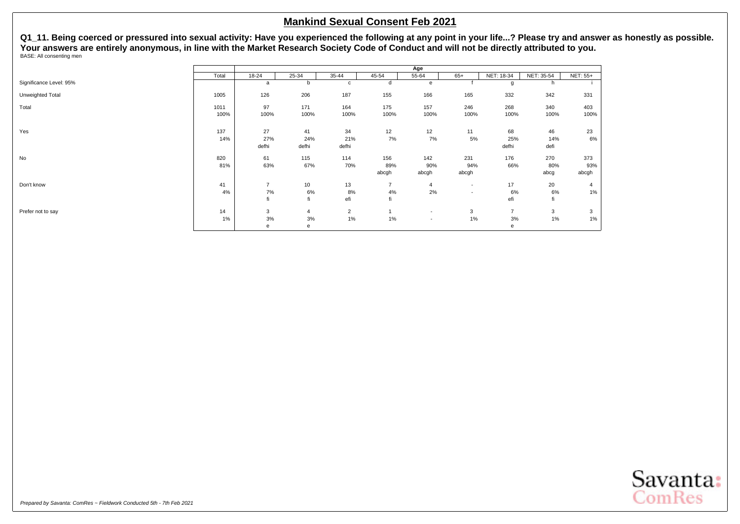## Mankind Sexual Consent Feb 2021

**Q1_11. Being coerced or pressured into sexual activity: Have you experienced the following at any point in your life...? Please try and answer as honestly as possible. Your answers are entirely anonymous, in line with the Market Research Society Code of Conduct and will not be directly attributed to you.**

BASE: All consenting men

| | | Age | | | | | | | | |
|---|---|---|---|---|---|---|---|---|---|---|
| | Total | 18-24 | 25-34 | 35-44 | 45-54 | 55-64 | 65+ | NET: 18-34 | NET: 35-54 | NET: 55+ |
| Significance Level: 95% | | a | b | c | d | e | f | g | h | i |
| Unweighted Total | 1005 | 126 | 206 | 187 | 155 | 166 | 165 | 332 | 342 | 331 |
| Total | 1011 | 97 | 171 | 164 | 175 | 157 | 246 | 268 | 340 | 403 |
| | 100% | 100% | 100% | 100% | 100% | 100% | 100% | 100% | 100% | 100% |
| Yes | 137 | 27 | 41 | 34 | 12 | 12 | 11 | 68 | 46 | 23 |
| | 14% | 27% | 24% | 21% | 7% | 7% | 5% | 25% | 14% | 6% |
| | | defhi | defhi | defhi | | | | defhi | defi | |
| No | 820 | 61 | 115 | 114 | 156 | 142 | 231 | 176 | 270 | 373 |
| | 81% | 63% | 67% | 70% | 89% | 90% | 94% | 66% | 80% | 93% |
| | | | | | abcgh | abcgh | abcgh | | abcg | abcgh |
| Don't know | 41 | 7 | 10 | 13 | 7 | 4 | - | 17 | 20 | 4 |
| | 4% | 7% | 6% | 8% | 4% | 2% | - | 6% | 6% | 1% |
| | | fi | fi | efi | fi | | | efi | fi | |
| Prefer not to say | 14 | 3 | 4 | 2 | 1 | - | 3 | 7 | 3 | 3 |
| | 1% | 3% | 3% | 1% | 1% | - | 1% | 3% | 1% | 1% |
| | | e | e | | | | | e | | |

*Prepared by Savanta: ComRes – Fieldwork Conducted 5th - 7th Feb 2021*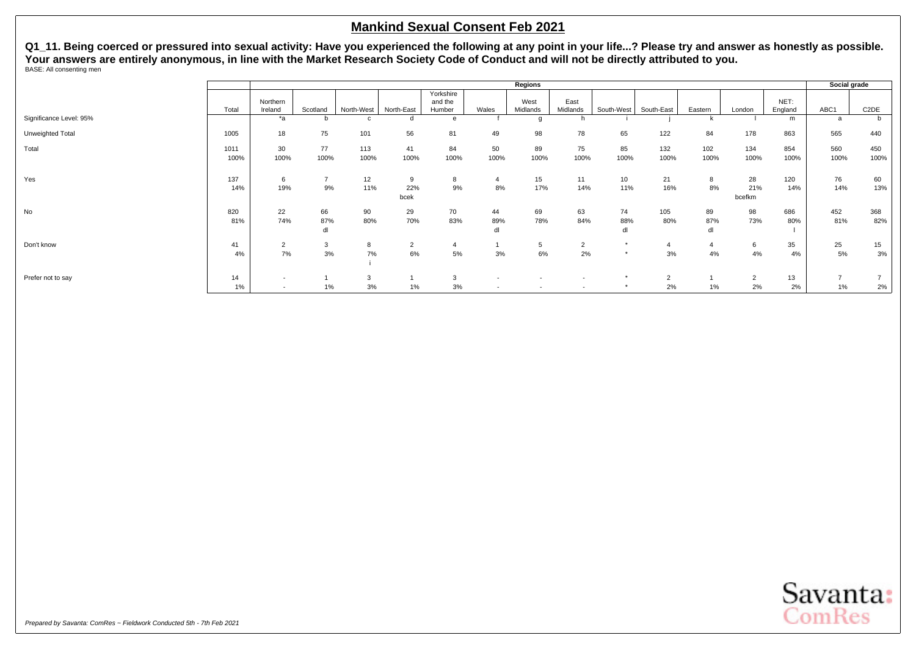## Mankind Sexual Consent Feb 2021

**Q1_11. Being coerced or pressured into sexual activity: Have you experienced the following at any point in your life...? Please try and answer as honestly as possible. Your answers are entirely anonymous, in line with the Market Research Society Code of Conduct and will not be directly attributed to you.**

BASE: All consenting men

| | | Regions | | | | | | | | | | | | | | Social grade | |
|---|---|---|---|---|---|---|---|---|---|---|---|---|---|---|---|---|---|
| | Total | Northern Ireland | Scotland | North-West | North-East | Yorkshire and the Humber | Wales | West Midlands | East Midlands | South-West | South-East | Eastern | London | NET: England | ABC1 | C2DE |
| Significance Level: 95% | | *a | b | c | d | e | f | g | h | i | j | k | l | m | a | b |
| Unweighted Total | 1005 | 18 | 75 | 101 | 56 | 81 | 49 | 98 | 78 | 65 | 122 | 84 | 178 | 863 | 565 | 440 |
| Total | 1011 | 30 | 77 | 113 | 41 | 84 | 50 | 89 | 75 | 85 | 132 | 102 | 134 | 854 | 560 | 450 |
| | 100% | 100% | 100% | 100% | 100% | 100% | 100% | 100% | 100% | 100% | 100% | 100% | 100% | 100% | 100% | 100% |
| Yes | 137 | 6 | 7 | 12 | 9 | 8 | 4 | 15 | 11 | 10 | 21 | 8 | 28 | 120 | 76 | 60 |
| | 14% | 19% | 9% | 11% | 22% | 9% | 8% | 17% | 14% | 11% | 16% | 8% | 21% | 14% | 14% | 13% |
| | | | | | bcek | | | | | | | | bcefkm | | | |
| No | 820 | 22 | 66 | 90 | 29 | 70 | 44 | 69 | 63 | 74 | 105 | 89 | 98 | 686 | 452 | 368 |
| | 81% | 74% | 87% | 80% | 70% | 83% | 89% | 78% | 84% | 88% | 80% | 87% | 73% | 80% | 81% | 82% |
| | | | dl | | | | dl | | | dl | | dl | | l | | |
| Don't know | 41 | 2 | 3 | 8 | 2 | 4 | 1 | 5 | 2 | * | 4 | 4 | 6 | 35 | 25 | 15 |
| | 4% | 7% | 3% | 7% | 6% | 5% | 3% | 6% | 2% | * | 3% | 4% | 4% | 4% | 5% | 3% |
| | | | | i | | | | | | | | | | | | |
| Prefer not to say | 14 | - | 1 | 3 | 1 | 3 | - | - | - | * | 2 | 1 | 2 | 13 | 7 | 7 |
| | 1% | - | 1% | 3% | 1% | 3% | - | - | - | * | 2% | 1% | 2% | 2% | 1% | 2% |

*Prepared by Savanta: ComRes – Fieldwork Conducted 5th - 7th Feb 2021*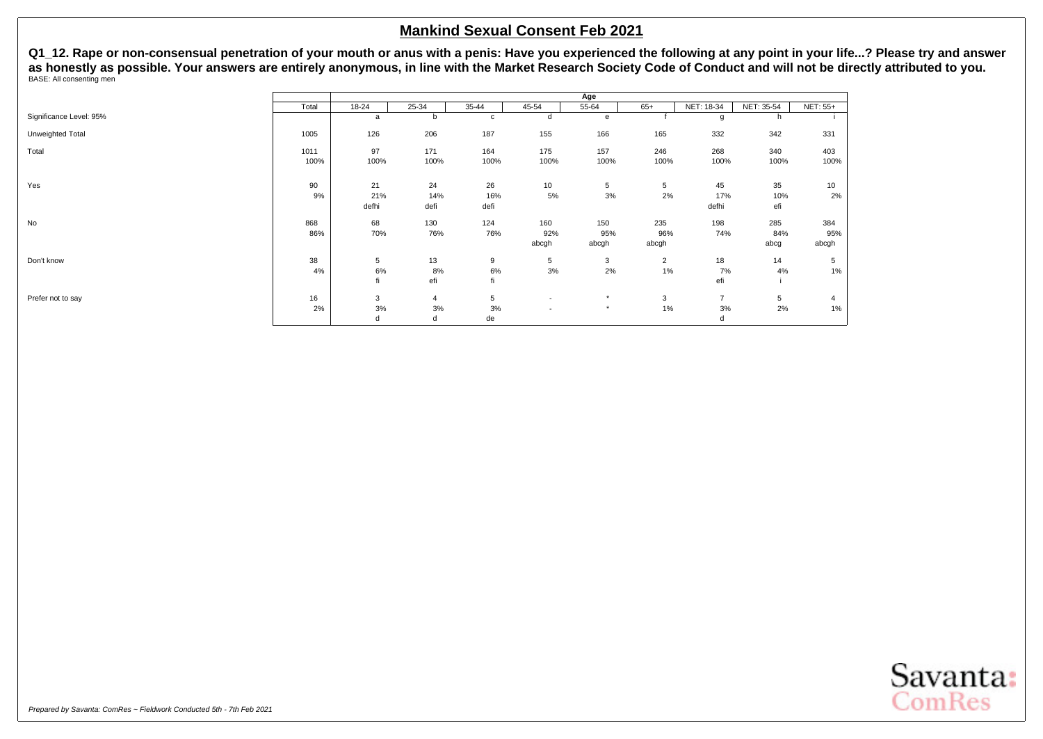# Mankind Sexual Consent Feb 2021

**Q1_12. Rape or non-consensual penetration of your mouth or anus with a penis: Have you experienced the following at any point in your life...? Please try and answer as honestly as possible. Your answers are entirely anonymous, in line with the Market Research Society Code of Conduct and will not be directly attributed to you.**

BASE: All consenting men

| | | Age | | | | | | | | |
|---|---|---|---|---|---|---|---|---|---|---|
| | Total | 18-24 | 25-34 | 35-44 | 45-54 | 55-64 | 65+ | NET: 18-34 | NET: 35-54 | NET: 55+ |
| Significance Level: 95% | | a | b | c | d | e | f | g | h | i |
| Unweighted Total | 1005 | 126 | 206 | 187 | 155 | 166 | 165 | 332 | 342 | 331 |
| Total | 1011 | 97 | 171 | 164 | 175 | 157 | 246 | 268 | 340 | 403 |
| | 100% | 100% | 100% | 100% | 100% | 100% | 100% | 100% | 100% | 100% |
| Yes | 90 | 21 | 24 | 26 | 10 | 5 | 5 | 45 | 35 | 10 |
| | 9% | 21% | 14% | 16% | 5% | 3% | 2% | 17% | 10% | 2% |
| | | defhi | defi | defi | | | | defhi | efi | |
| No | 868 | 68 | 130 | 124 | 160 | 150 | 235 | 198 | 285 | 384 |
| | 86% | 70% | 76% | 76% | 92% | 95% | 96% | 74% | 84% | 95% |
| | | | | | abcgh | abcgh | abcgh | | abcg | abcgh |
| Don't know | 38 | 5 | 13 | 9 | 5 | 3 | 2 | 18 | 14 | 5 |
| | 4% | 6% | 8% | 6% | 3% | 2% | 1% | 7% | 4% | 1% |
| | | fi | efi | fi | | | | efi | i | |
| Prefer not to say | 16 | 3 | 4 | 5 | - | * | 3 | 7 | 5 | 4 |
| | 2% | 3% | 3% | 3% | - | * | 1% | 3% | 2% | 1% |
| | | d | d | de | | | | d | | |

*Prepared by Savanta: ComRes – Fieldwork Conducted 5th - 7th Feb 2021*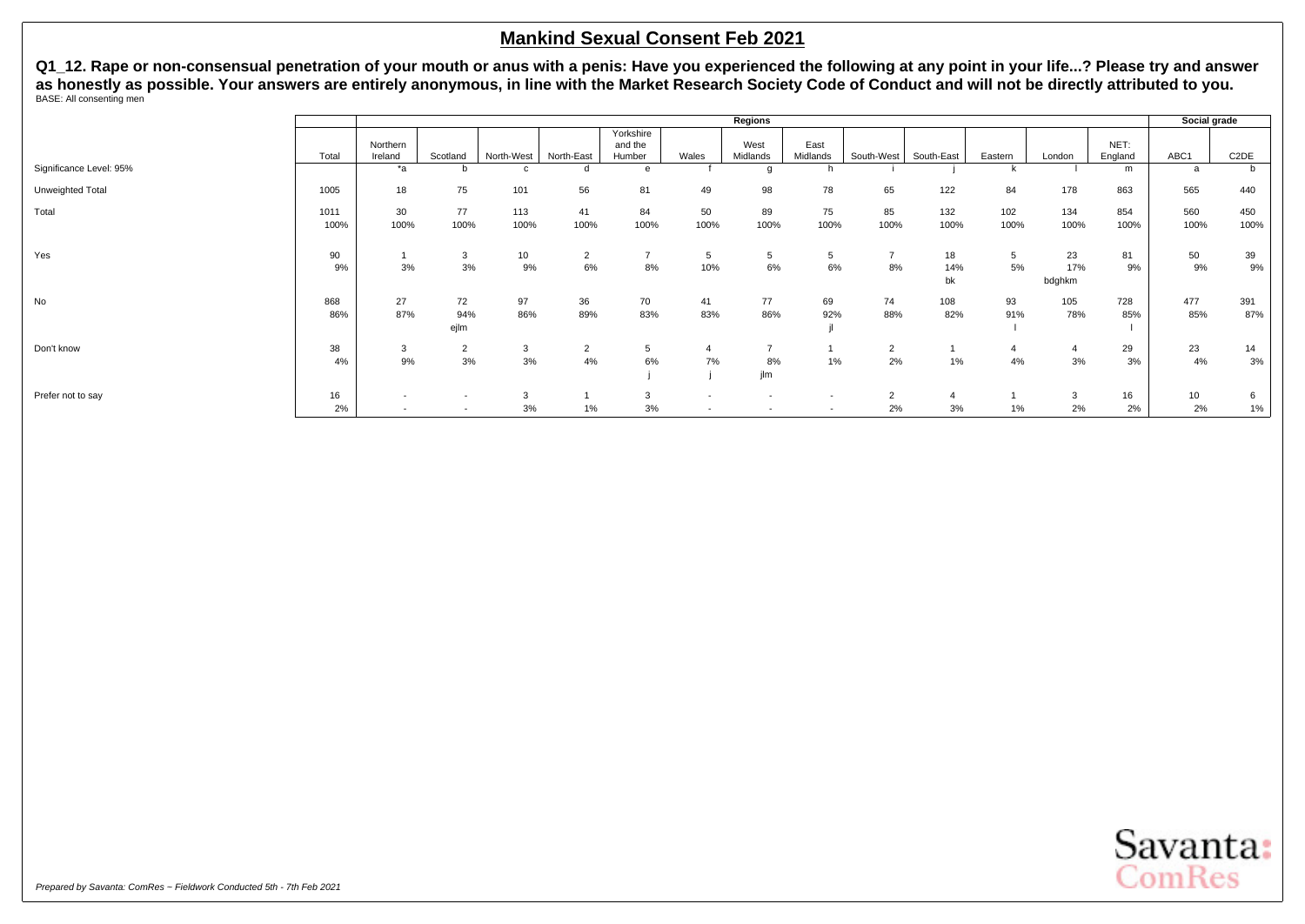# Mankind Sexual Consent Feb 2021

**Q1_12. Rape or non-consensual penetration of your mouth or anus with a penis: Have you experienced the following at any point in your life...? Please try and answer as honestly as possible. Your answers are entirely anonymous, in line with the Market Research Society Code of Conduct and will not be directly attributed to you.**

BASE: All consenting men

| | | Regions | | | | | | | | | | | | | Social grade | |
|---|---|---|---|---|---|---|---|---|---|---|---|---|---|---|---|---|
| | Total | Northern Ireland | Scotland | North-West | North-East | Yorkshire and the Humber | Wales | West Midlands | East Midlands | South-West | South-East | Eastern | London | NET: England | ABC1 | C2DE |
| Significance Level: 95% | | *a | b | c | d | e | f | g | h | i | j | k | l | m | a | b |
| Unweighted Total | 1005 | 18 | 75 | 101 | 56 | 81 | 49 | 98 | 78 | 65 | 122 | 84 | 178 | 863 | 565 | 440 |
| Total | 1011 | 30 | 77 | 113 | 41 | 84 | 50 | 89 | 75 | 85 | 132 | 102 | 134 | 854 | 560 | 450 |
| | 100% | 100% | 100% | 100% | 100% | 100% | 100% | 100% | 100% | 100% | 100% | 100% | 100% | 100% | 100% | 100% |
| Yes | 90 | 1 | 3 | 10 | 2 | 7 | 5 | 5 | 5 | 7 | 18 | 5 | 23 | 81 | 50 | 39 |
| | 9% | 3% | 3% | 9% | 6% | 8% | 10% | 6% | 6% | 8% | 14% | 5% | 17% | 9% | 9% | 9% |
| | | | | | | | | | | | bk | | bdghkm | | | |
| No | 868 | 27 | 72 | 97 | 36 | 70 | 41 | 77 | 69 | 74 | 108 | 93 | 105 | 728 | 477 | 391 |
| | 86% | 87% | 94% | 86% | 89% | 83% | 83% | 86% | 92% | 88% | 82% | 91% | 78% | 85% | 85% | 87% |
| | | | ejlm | | | | | | jl | | | l | | l | | |
| Don't know | 38 | 3 | 2 | 3 | 2 | 5 | 4 | 7 | 1 | 2 | 1 | 4 | 4 | 29 | 23 | 14 |
| | 4% | 9% | 3% | 3% | 4% | 6% | 7% | 8% | 1% | 2% | 1% | 4% | 3% | 3% | 4% | 3% |
| | | | | | | j | j | jlm | | | | | | | | |
| Prefer not to say | 16 | - | - | 3 | 1 | 3 | - | - | - | 2 | 4 | 1 | 3 | 16 | 10 | 6 |
| | 2% | - | - | 3% | 1% | 3% | - | - | - | 2% | 3% | 1% | 2% | 2% | 2% | 1% |

*Prepared by Savanta: ComRes – Fieldwork Conducted 5th - 7th Feb 2021*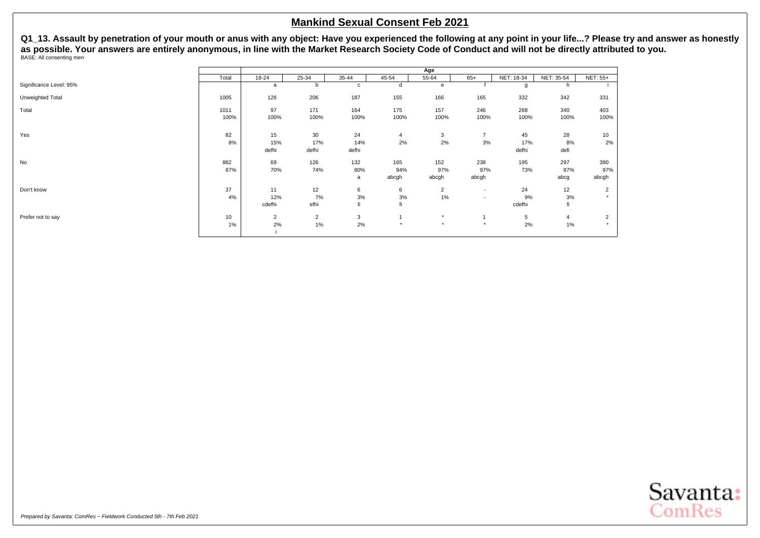# Mankind Sexual Consent Feb 2021

**Q1_13. Assault by penetration of your mouth or anus with any object: Have you experienced the following at any point in your life...? Please try and answer as honestly as possible. Your answers are entirely anonymous, in line with the Market Research Society Code of Conduct and will not be directly attributed to you.**

BASE: All consenting men

| | Total | Age | | | | | | | | |
|---|---|---|---|---|---|---|---|---|---|---|
| | | 18-24 | 25-34 | 35-44 | 45-54 | 55-64 | 65+ | NET: 18-34 | NET: 35-54 | NET: 55+ |
| Significance Level: 95% | | a | b | c | d | e | f | g | h | i |
| Unweighted Total | 1005 | 126 | 206 | 187 | 155 | 166 | 165 | 332 | 342 | 331 |
| Total | 1011 | 97 | 171 | 164 | 175 | 157 | 246 | 268 | 340 | 403 |
| | 100% | 100% | 100% | 100% | 100% | 100% | 100% | 100% | 100% | 100% |
| Yes | 82 | 15 | 30 | 24 | 4 | 3 | 7 | 45 | 28 | 10 |
| | 8% | 15% | 17% | 14% | 2% | 2% | 3% | 17% | 8% | 2% |
| | | defhi | defhi | defhi | | | | defhi | defi | |
| No | 882 | 69 | 126 | 132 | 165 | 152 | 238 | 195 | 297 | 390 |
| | 87% | 70% | 74% | 80% | 94% | 97% | 97% | 73% | 87% | 97% |
| | | | | a | abcgh | abcgh | abcgh | | abcg | abcgh |
| Don't know | 37 | 11 | 12 | 6 | 6 | 2 | - | 24 | 12 | 2 |
| | 4% | 12% | 7% | 3% | 3% | 1% | - | 9% | 3% | * |
| | | cdefhi | efhi | fi | fi | | | cdefhi | fi | |
| Prefer not to say | 10 | 2 | 2 | 3 | 1 | * | 1 | 5 | 4 | 2 |
| | 1% | 2% | 1% | 2% | * | * | * | 2% | 1% | * |
| | | i | | | | | | | | |

*Prepared by Savanta: ComRes – Fieldwork Conducted 5th - 7th Feb 2021*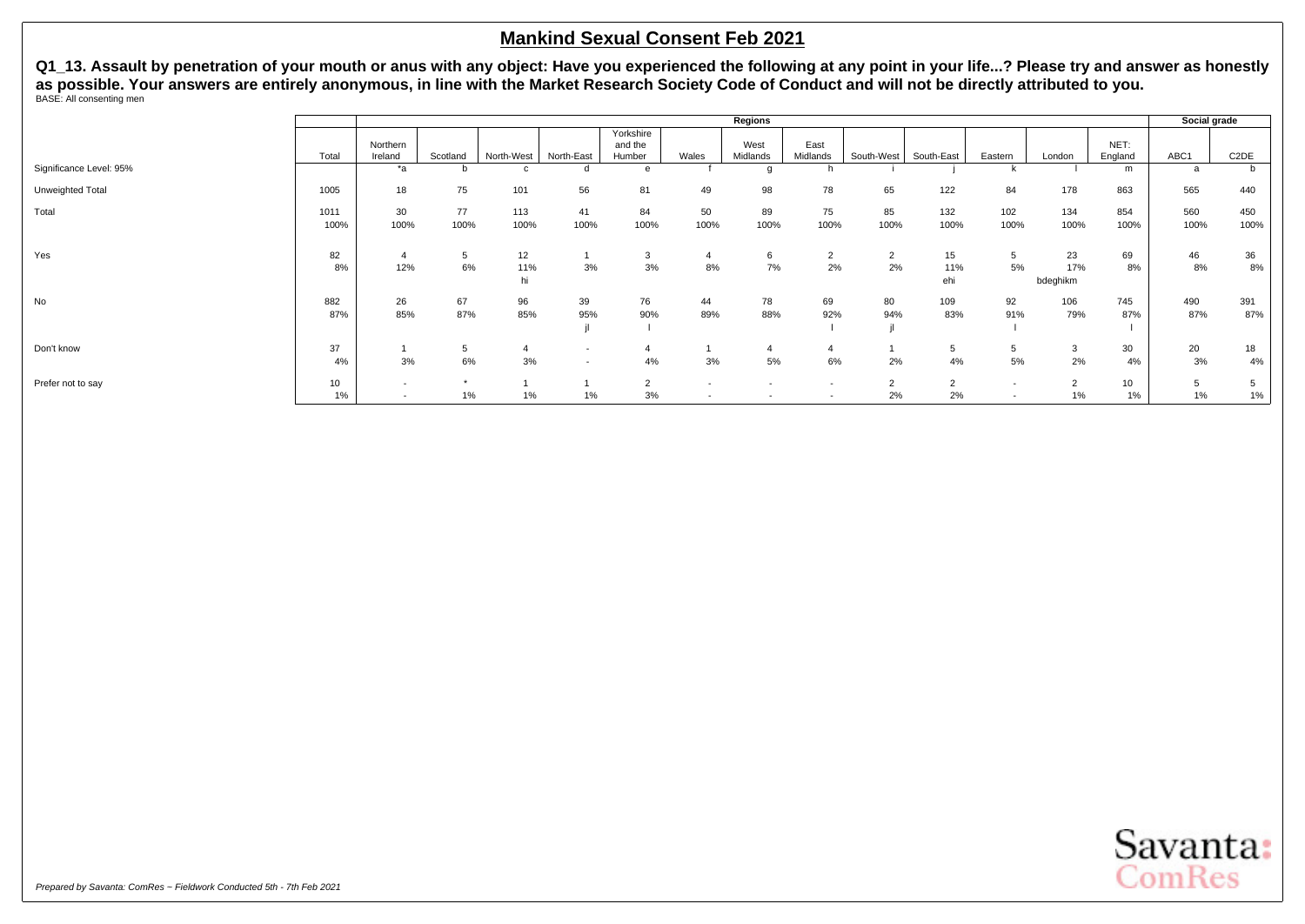# Mankind Sexual Consent Feb 2021

**Q1_13. Assault by penetration of your mouth or anus with any object: Have you experienced the following at any point in your life...? Please try and answer as honestly as possible. Your answers are entirely anonymous, in line with the Market Research Society Code of Conduct and will not be directly attributed to you.**

BASE: All consenting men

| | | Regions | | | | | | | | | | | | | Social grade | |
|---|---|---|---|---|---|---|---|---|---|---|---|---|---|---|---|---|
| | Total | Northern Ireland | Scotland | North-West | North-East | Yorkshire and the Humber | Wales | West Midlands | East Midlands | South-West | South-East | Eastern | London | NET: England | ABC1 | C2DE |
| Significance Level: 95% | | *a | b | c | d | e | f | g | h | i | j | k | l | m | a | b |
| Unweighted Total | 1005 | 18 | 75 | 101 | 56 | 81 | 49 | 98 | 78 | 65 | 122 | 84 | 178 | 863 | 565 | 440 |
| Total | 1011 | 30 | 77 | 113 | 41 | 84 | 50 | 89 | 75 | 85 | 132 | 102 | 134 | 854 | 560 | 450 |
| | 100% | 100% | 100% | 100% | 100% | 100% | 100% | 100% | 100% | 100% | 100% | 100% | 100% | 100% | 100% | 100% |
| Yes | 82 | 4 | 5 | 12 | 1 | 3 | 4 | 6 | 2 | 2 | 15 | 5 | 23 | 69 | 46 | 36 |
| | 8% | 12% | 6% | 11% | 3% | 3% | 8% | 7% | 2% | 2% | 11% | 5% | 17% | 8% | 8% | 8% |
| | | | | hi | | | | | | | ehi | | bdeghikm | | | |
| No | 882 | 26 | 67 | 96 | 39 | 76 | 44 | 78 | 69 | 80 | 109 | 92 | 106 | 745 | 490 | 391 |
| | 87% | 85% | 87% | 85% | 95% | 90% | 89% | 88% | 92% | 94% | 83% | 91% | 79% | 87% | 87% | 87% |
| | | | | | jl | l | | | l | jl | | l | | l | | |
| Don't know | 37 | 1 | 5 | 4 | - | 4 | 1 | 4 | 4 | 1 | 5 | 5 | 3 | 30 | 20 | 18 |
| | 4% | 3% | 6% | 3% | - | 4% | 3% | 5% | 6% | 2% | 4% | 5% | 2% | 4% | 3% | 4% |
| Prefer not to say | 10 | - | * | 1 | 1 | 2 | - | - | - | 2 | 2 | - | 2 | 10 | 5 | 5 |
| | 1% | - | 1% | 1% | 1% | 3% | - | - | - | 2% | 2% | - | 1% | 1% | 1% | 1% |

*Prepared by Savanta: ComRes – Fieldwork Conducted 5th - 7th Feb 2021*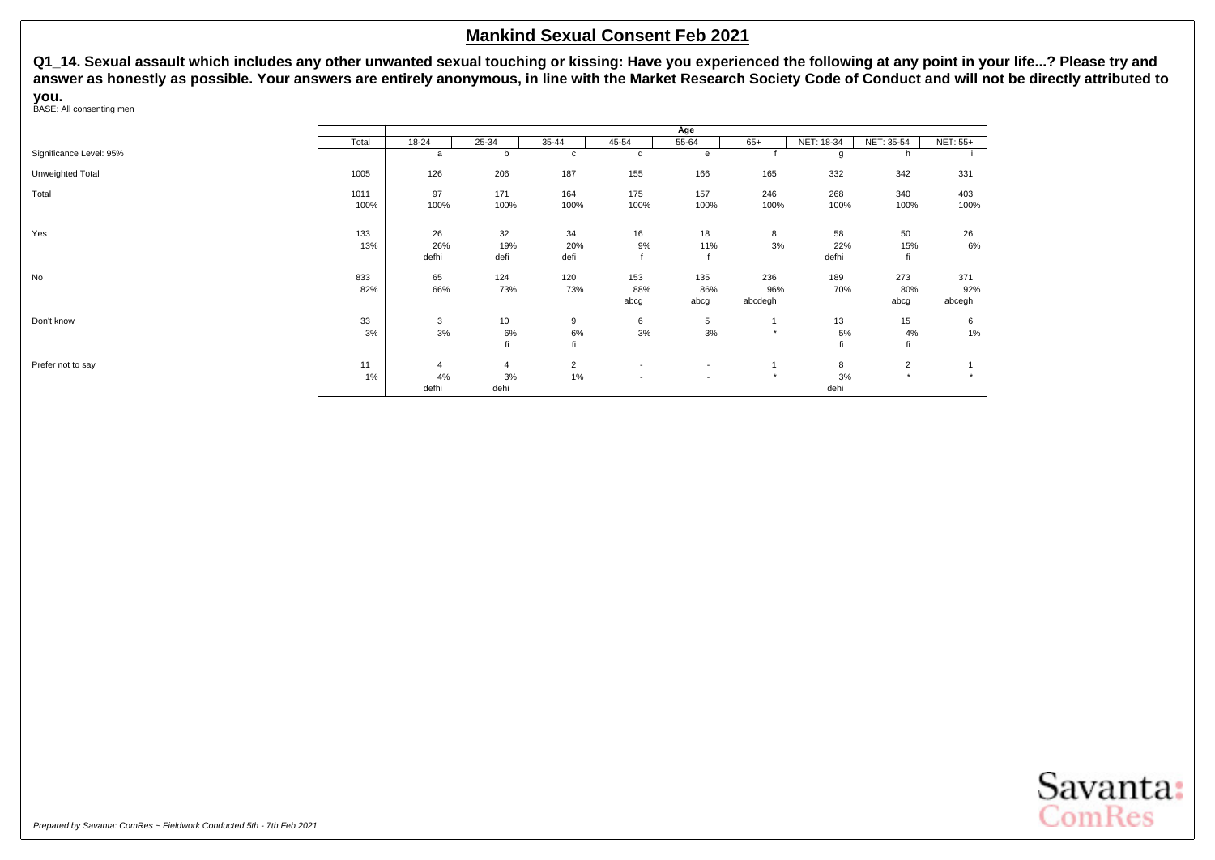# Mankind Sexual Consent Feb 2021

**Q1_14. Sexual assault which includes any other unwanted sexual touching or kissing: Have you experienced the following at any point in your life...? Please try and answer as honestly as possible. Your answers are entirely anonymous, in line with the Market Research Society Code of Conduct and will not be directly attributed to you.**

BASE: All consenting men

| | Total | Age | | | | | | | | |
|---|---|---|---|---|---|---|---|---|---|---|
| | | 18-24 | 25-34 | 35-44 | 45-54 | 55-64 | 65+ | NET: 18-34 | NET: 35-54 | NET: 55+ |
| Significance Level: 95% | | a | b | c | d | e | f | g | h | i |
| Unweighted Total | 1005 | 126 | 206 | 187 | 155 | 166 | 165 | 332 | 342 | 331 |
| Total | 1011 | 97 | 171 | 164 | 175 | 157 | 246 | 268 | 340 | 403 |
| | 100% | 100% | 100% | 100% | 100% | 100% | 100% | 100% | 100% | 100% |
| Yes | 133 | 26 | 32 | 34 | 16 | 18 | 8 | 58 | 50 | 26 |
| | 13% | 26% | 19% | 20% | 9% | 11% | 3% | 22% | 15% | 6% |
| | | defhi | defi | defi | f | f | | defhi | fi | |
| No | 833 | 65 | 124 | 120 | 153 | 135 | 236 | 189 | 273 | 371 |
| | 82% | 66% | 73% | 73% | 88% | 86% | 96% | 70% | 80% | 92% |
| | | | | | abcg | abcg | abcdegh | | abcg | abcegh |
| Don't know | 33 | 3 | 10 | 9 | 6 | 5 | 1 | 13 | 15 | 6 |
| | 3% | 3% | 6% | 6% | 3% | 3% | * | 5% | 4% | 1% |
| | | | fi | fi | | | | fi | fi | |
| Prefer not to say | 11 | 4 | 4 | 2 | - | - | 1 | 8 | 2 | 1 |
| | 1% | 4% | 3% | 1% | - | - | * | 3% | * | * |
| | | defhi | dehi | | | | | dehi | | |

*Prepared by Savanta: ComRes – Fieldwork Conducted 5th - 7th Feb 2021*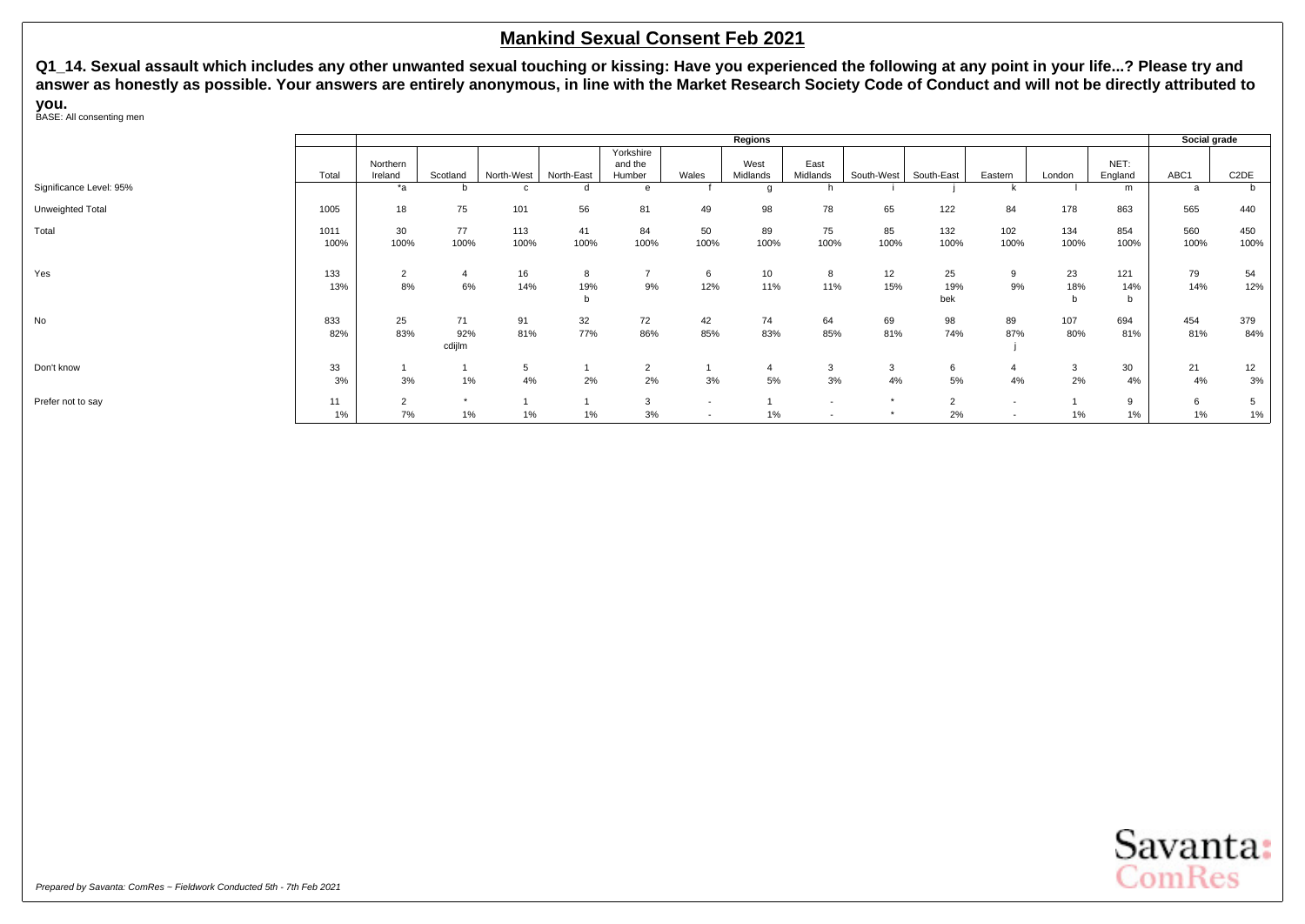# Mankind Sexual Consent Feb 2021

**Q1_14. Sexual assault which includes any other unwanted sexual touching or kissing: Have you experienced the following at any point in your life...? Please try and answer as honestly as possible. Your answers are entirely anonymous, in line with the Market Research Society Code of Conduct and will not be directly attributed to you.**

BASE: All consenting men

| | | Regions | | | | | | | | | | | | | Social grade | |
|---|---|---|---|---|---|---|---|---|---|---|---|---|---|---|---|---|
| | Total | Northern Ireland | Scotland | North-West | North-East | Yorkshire and the Humber | Wales | West Midlands | East Midlands | South-West | South-East | Eastern | London | NET: England | ABC1 | C2DE |
| Significance Level: 95% | | *a | b | c | d | e | f | g | h | i | j | k | l | m | a | b |
| Unweighted Total | 1005 | 18 | 75 | 101 | 56 | 81 | 49 | 98 | 78 | 65 | 122 | 84 | 178 | 863 | 565 | 440 |
| Total | 1011 | 30 | 77 | 113 | 41 | 84 | 50 | 89 | 75 | 85 | 132 | 102 | 134 | 854 | 560 | 450 |
| | 100% | 100% | 100% | 100% | 100% | 100% | 100% | 100% | 100% | 100% | 100% | 100% | 100% | 100% | 100% | 100% |
| Yes | 133 | 2 | 4 | 16 | 8 | 7 | 6 | 10 | 8 | 12 | 25 | 9 | 23 | 121 | 79 | 54 |
| | 13% | 8% | 6% | 14% | 19% | 9% | 12% | 11% | 11% | 15% | 19% | 9% | 18% | 14% | 14% | 12% |
| | | | | | b | | | | | | bek | | b | b | | |
| No | 833 | 25 | 71 | 91 | 32 | 72 | 42 | 74 | 64 | 69 | 98 | 89 | 107 | 694 | 454 | 379 |
| | 82% | 83% | 92% | 81% | 77% | 86% | 85% | 83% | 85% | 81% | 74% | 87% | 80% | 81% | 81% | 84% |
| | | | cdijlm | | | | | | | | | j | | | | |
| Don't know | 33 | 1 | 1 | 5 | 1 | 2 | 1 | 4 | 3 | 3 | 6 | 4 | 3 | 30 | 21 | 12 |
| | 3% | 3% | 1% | 4% | 2% | 2% | 3% | 5% | 3% | 4% | 5% | 4% | 2% | 4% | 4% | 3% |
| Prefer not to say | 11 | 2 | * | 1 | 1 | 3 | - | 1 | - | * | 2 | - | 1 | 9 | 6 | 5 |
| | 1% | 7% | 1% | 1% | 1% | 3% | - | 1% | - | * | 2% | - | 1% | 1% | 1% | 1% |

*Prepared by Savanta: ComRes – Fieldwork Conducted 5th - 7th Feb 2021*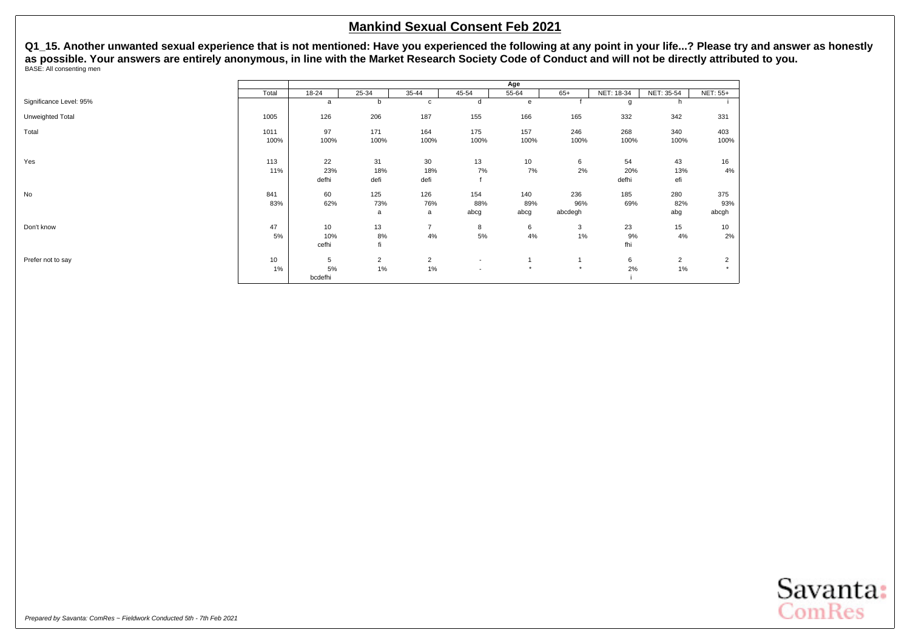## Mankind Sexual Consent Feb 2021

**Q1_15. Another unwanted sexual experience that is not mentioned: Have you experienced the following at any point in your life...? Please try and answer as honestly as possible. Your answers are entirely anonymous, in line with the Market Research Society Code of Conduct and will not be directly attributed to you.**

BASE: All consenting men

| | | Age | | | | | | | | |
|---|---|---|---|---|---|---|---|---|---|---|
| | Total | 18-24 | 25-34 | 35-44 | 45-54 | 55-64 | 65+ | NET: 18-34 | NET: 35-54 | NET: 55+ |
| Significance Level: 95% | | a | b | c | d | e | f | g | h | i |
| Unweighted Total | 1005 | 126 | 206 | 187 | 155 | 166 | 165 | 332 | 342 | 331 |
| Total | 1011 | 97 | 171 | 164 | 175 | 157 | 246 | 268 | 340 | 403 |
| | 100% | 100% | 100% | 100% | 100% | 100% | 100% | 100% | 100% | 100% |
| Yes | 113 | 22 | 31 | 30 | 13 | 10 | 6 | 54 | 43 | 16 |
| | 11% | 23% | 18% | 18% | 7% | 7% | 2% | 20% | 13% | 4% |
| | | defhi | defi | defi | f | | | defhi | efi | |
| No | 841 | 60 | 125 | 126 | 154 | 140 | 236 | 185 | 280 | 375 |
| | 83% | 62% | 73% | 76% | 88% | 89% | 96% | 69% | 82% | 93% |
| | | | a | a | abcg | abcg | abcdegh | | abg | abcgh |
| Don't know | 47 | 10 | 13 | 7 | 8 | 6 | 3 | 23 | 15 | 10 |
| | 5% | 10% | 8% | 4% | 5% | 4% | 1% | 9% | 4% | 2% |
| | | cefhi | fi | | | | | fhi | | |
| Prefer not to say | 10 | 5 | 2 | 2 | - | 1 | 1 | 6 | 2 | 2 |
| | 1% | 5% | 1% | 1% | - | * | * | 2% | 1% | * |
| | | bcdefhi | | | | | | i | | |

*Prepared by Savanta: ComRes – Fieldwork Conducted 5th - 7th Feb 2021*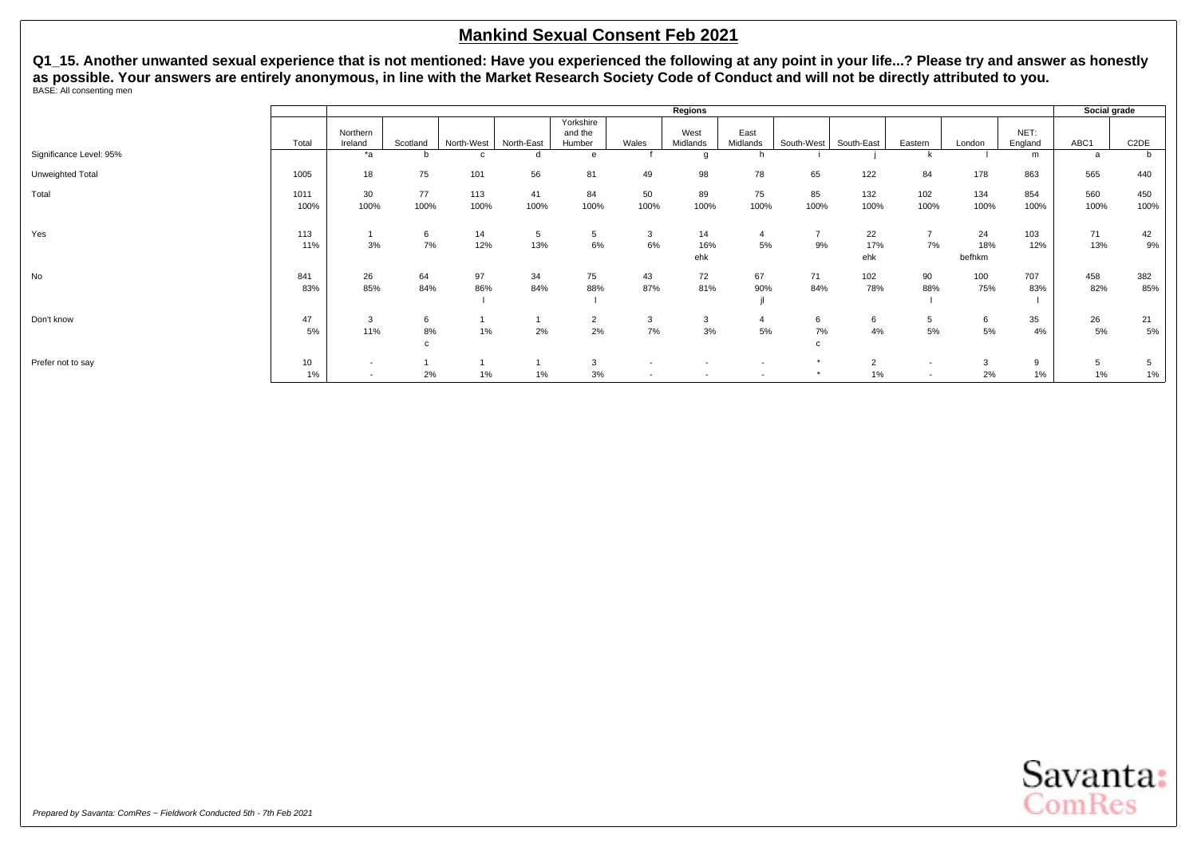## Mankind Sexual Consent Feb 2021

**Q1_15. Another unwanted sexual experience that is not mentioned: Have you experienced the following at any point in your life...? Please try and answer as honestly as possible. Your answers are entirely anonymous, in line with the Market Research Society Code of Conduct and will not be directly attributed to you.**

BASE: All consenting men

| | | Regions | | | | | | | | | | | | | Social grade | |
|---|---|---|---|---|---|---|---|---|---|---|---|---|---|---|---|---|
| | Total | Northern Ireland | Scotland | North-West | North-East | Yorkshire and the Humber | Wales | West Midlands | East Midlands | South-West | South-East | Eastern | London | NET: England | ABC1 | C2DE |
| Significance Level: 95% | | *a | b | c | d | e | f | g | h | i | j | k | l | m | a | b |
| Unweighted Total | 1005 | 18 | 75 | 101 | 56 | 81 | 49 | 98 | 78 | 65 | 122 | 84 | 178 | 863 | 565 | 440 |
| Total | 1011 | 30 | 77 | 113 | 41 | 84 | 50 | 89 | 75 | 85 | 132 | 102 | 134 | 854 | 560 | 450 |
| | 100% | 100% | 100% | 100% | 100% | 100% | 100% | 100% | 100% | 100% | 100% | 100% | 100% | 100% | 100% | 100% |
| Yes | 113 | 1 | 6 | 14 | 5 | 5 | 3 | 14 | 4 | 7 | 22 | 7 | 24 | 103 | 71 | 42 |
| | 11% | 3% | 7% | 12% | 13% | 6% | 6% | 16% | 5% | 9% | 17% | 7% | 18% | 12% | 13% | 9% |
| | | | | | | | | ehk | | | ehk | | befhkm | | | |
| No | 841 | 26 | 64 | 97 | 34 | 75 | 43 | 72 | 67 | 71 | 102 | 90 | 100 | 707 | 458 | 382 |
| | 83% | 85% | 84% | 86% | 84% | 88% | 87% | 81% | 90% | 84% | 78% | 88% | 75% | 83% | 82% | 85% |
| | | | | l | | l | | | jl | | | l | | l | | |
| Don't know | 47 | 3 | 6 | 1 | 1 | 2 | 3 | 3 | 4 | 6 | 6 | 5 | 6 | 35 | 26 | 21 |
| | 5% | 11% | 8% | 1% | 2% | 2% | 7% | 3% | 5% | 7% | 4% | 5% | 5% | 4% | 5% | 5% |
| | | | c | | | | | | | c | | | | | | |
| Prefer not to say | 10 | - | 1 | 1 | 1 | 3 | - | - | - | * | 2 | - | 3 | 9 | 5 | 5 |
| | 1% | - | 2% | 1% | 1% | 3% | - | - | - | * | 1% | - | 2% | 1% | 1% | 1% |

*Prepared by Savanta: ComRes – Fieldwork Conducted 5th - 7th Feb 2021*